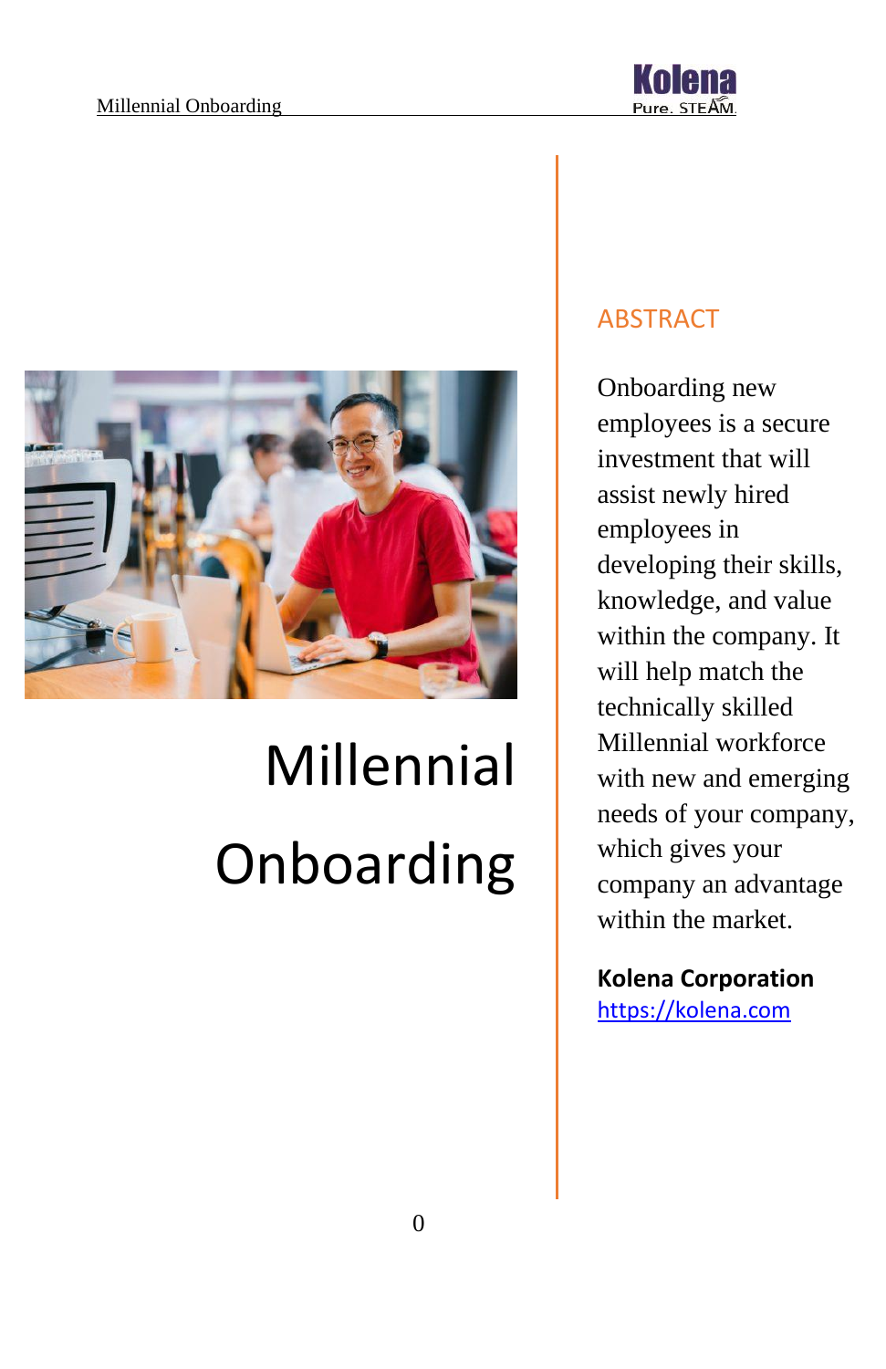# Millennial Onboarding

## ABSTRACT

Onboarding new employees is a secure investment that will assist newly hired employees in developing their skills, knowledge, and value within the company. It will help match the technically skilled Millennial workforce with new and emerging needs of your company, which gives your company an advantage within the market.

**Kolena Corporation**
https://kolena.com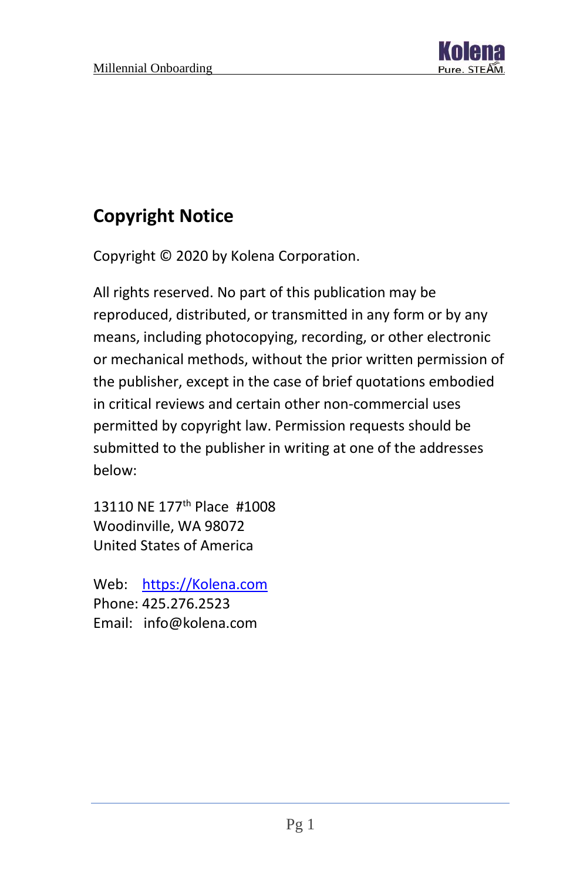## Copyright Notice

Copyright © 2020 by Kolena Corporation.

All rights reserved. No part of this publication may be reproduced, distributed, or transmitted in any form or by any means, including photocopying, recording, or other electronic or mechanical methods, without the prior written permission of the publisher, except in the case of brief quotations embodied in critical reviews and certain other non-commercial uses permitted by copyright law. Permission requests should be submitted to the publisher in writing at one of the addresses below:

13110 NE 177th Place #1008  
Woodinville, WA 98072  
United States of America

Web: [https://Kolena.com](https://Kolena.com)  
Phone: 425.276.2523  
Email: info@kolena.com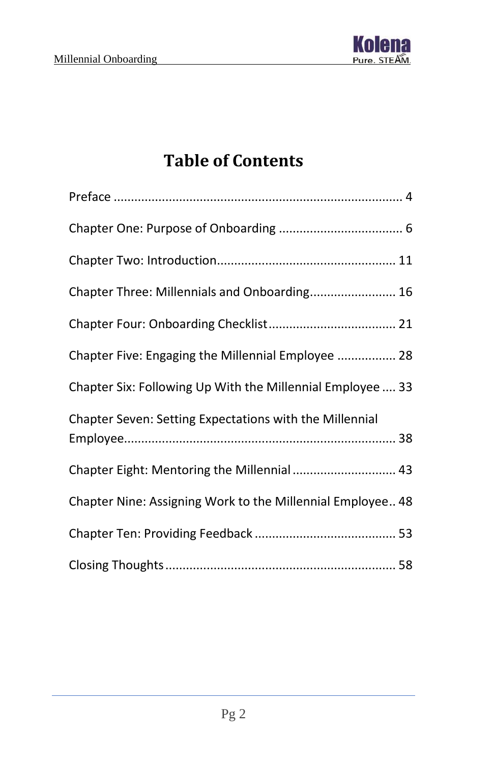# Table of Contents

Preface .................................................................................... 4

Chapter One: Purpose of Onboarding .................................... 6

Chapter Two: Introduction.................................................... 11

Chapter Three: Millennials and Onboarding......................... 16

Chapter Four: Onboarding Checklist..................................... 21

Chapter Five: Engaging the Millennial Employee ................. 28

Chapter Six: Following Up With the Millennial Employee .... 33

Chapter Seven: Setting Expectations with the Millennial Employee.............................................................................. 38

Chapter Eight: Mentoring the Millennial .............................. 43

Chapter Nine: Assigning Work to the Millennial Employee.. 48

Chapter Ten: Providing Feedback ......................................... 53

Closing Thoughts .................................................................. 58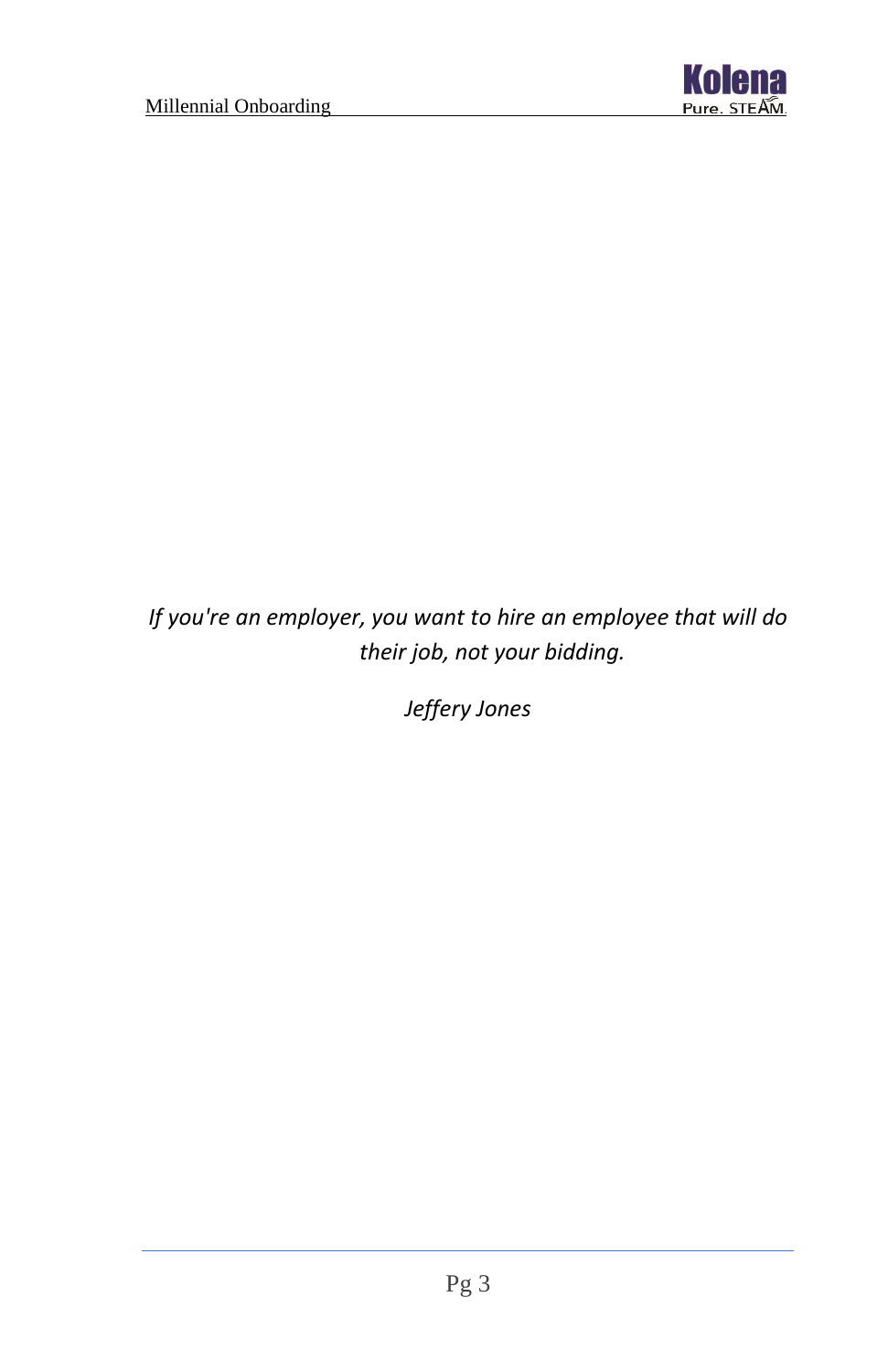*If you're an employer, you want to hire an employee that will do their job, not your bidding.*

*Jeffery Jones*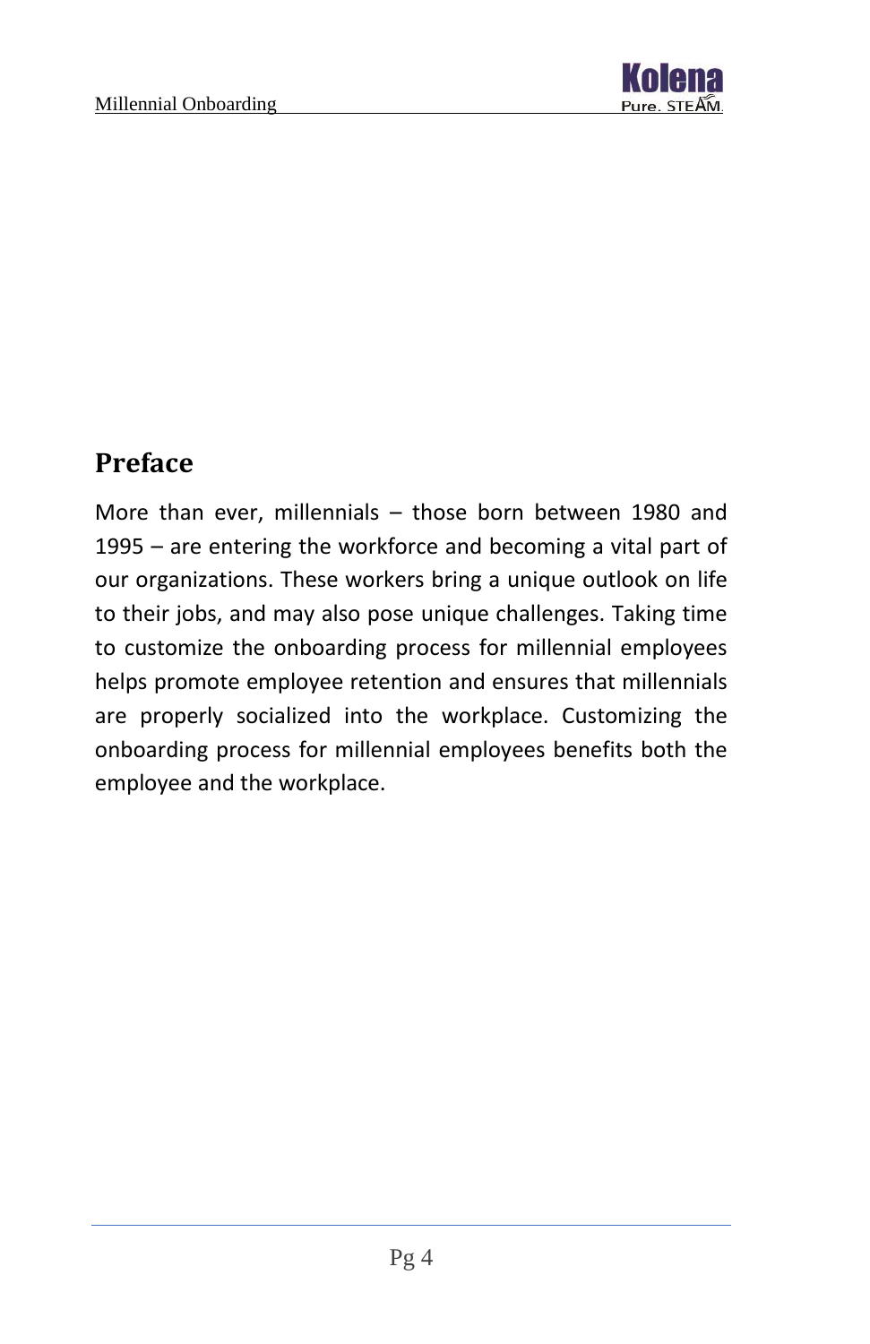## Preface

More than ever, millennials – those born between 1980 and 1995 – are entering the workforce and becoming a vital part of our organizations. These workers bring a unique outlook on life to their jobs, and may also pose unique challenges. Taking time to customize the onboarding process for millennial employees helps promote employee retention and ensures that millennials are properly socialized into the workplace. Customizing the onboarding process for millennial employees benefits both the employee and the workplace.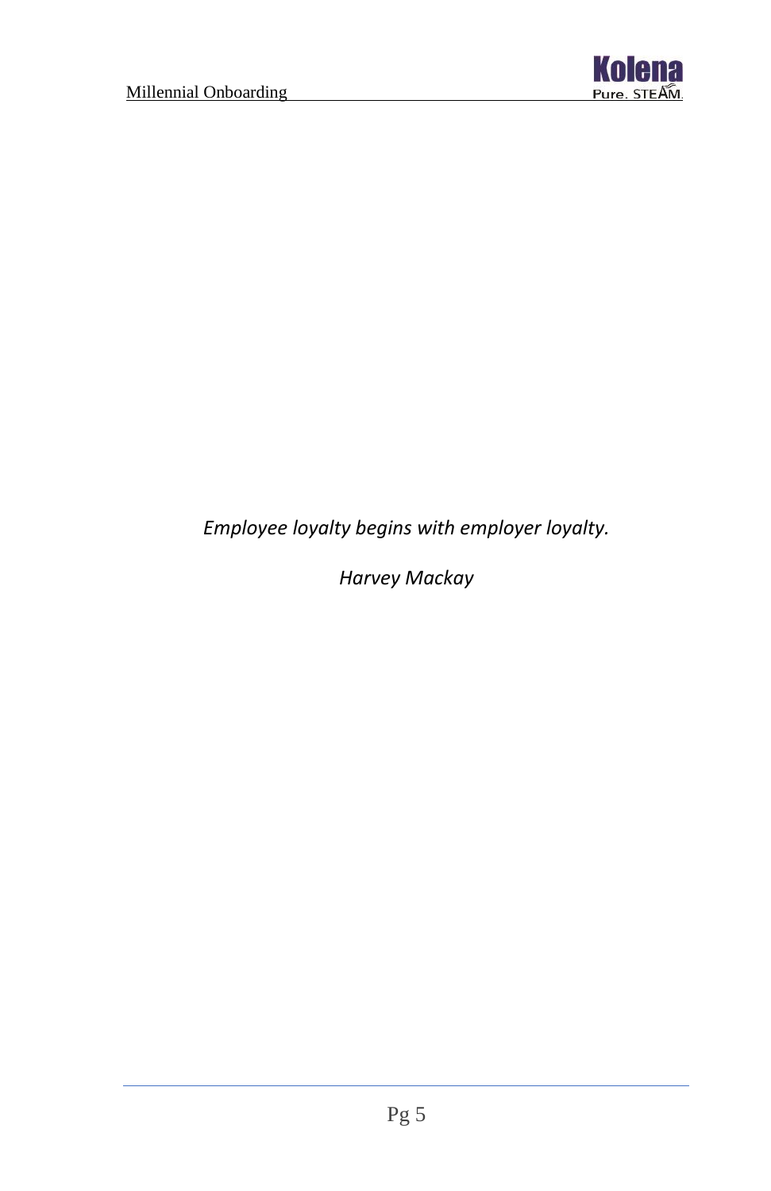*Employee loyalty begins with employer loyalty.*

*Harvey Mackay*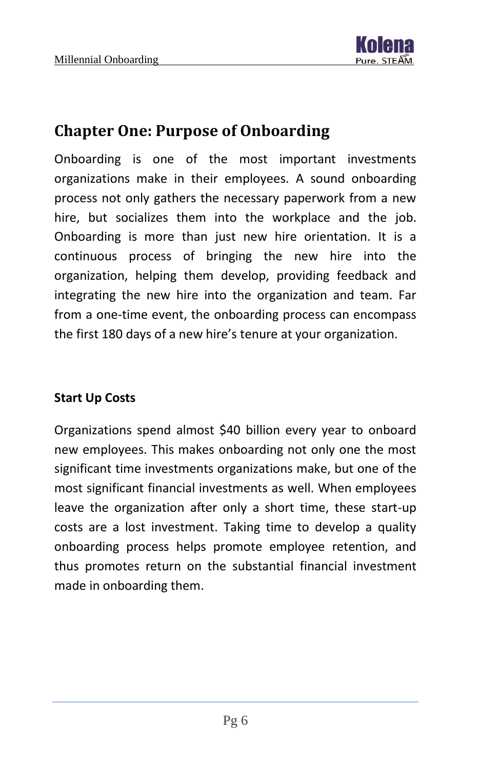## Chapter One: Purpose of Onboarding

Onboarding is one of the most important investments organizations make in their employees. A sound onboarding process not only gathers the necessary paperwork from a new hire, but socializes them into the workplace and the job. Onboarding is more than just new hire orientation. It is a continuous process of bringing the new hire into the organization, helping them develop, providing feedback and integrating the new hire into the organization and team. Far from a one-time event, the onboarding process can encompass the first 180 days of a new hire's tenure at your organization.

### Start Up Costs

Organizations spend almost $40 billion every year to onboard new employees. This makes onboarding not only one the most significant time investments organizations make, but one of the most significant financial investments as well. When employees leave the organization after only a short time, these start-up costs are a lost investment. Taking time to develop a quality onboarding process helps promote employee retention, and thus promotes return on the substantial financial investment made in onboarding them.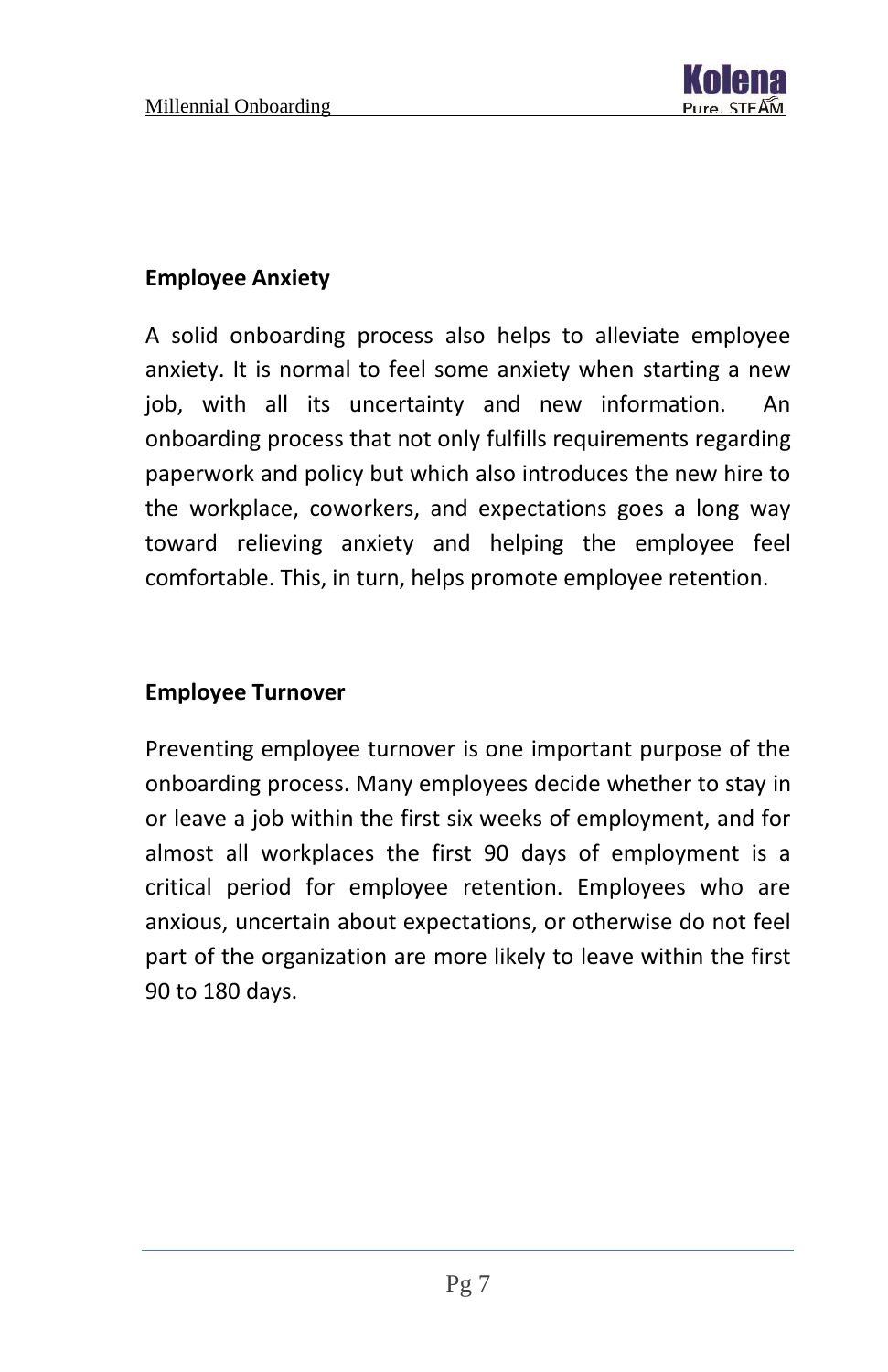## Employee Anxiety

A solid onboarding process also helps to alleviate employee anxiety. It is normal to feel some anxiety when starting a new job, with all its uncertainty and new information. An onboarding process that not only fulfills requirements regarding paperwork and policy but which also introduces the new hire to the workplace, coworkers, and expectations goes a long way toward relieving anxiety and helping the employee feel comfortable. This, in turn, helps promote employee retention.

## Employee Turnover

Preventing employee turnover is one important purpose of the onboarding process. Many employees decide whether to stay in or leave a job within the first six weeks of employment, and for almost all workplaces the first 90 days of employment is a critical period for employee retention. Employees who are anxious, uncertain about expectations, or otherwise do not feel part of the organization are more likely to leave within the first 90 to 180 days.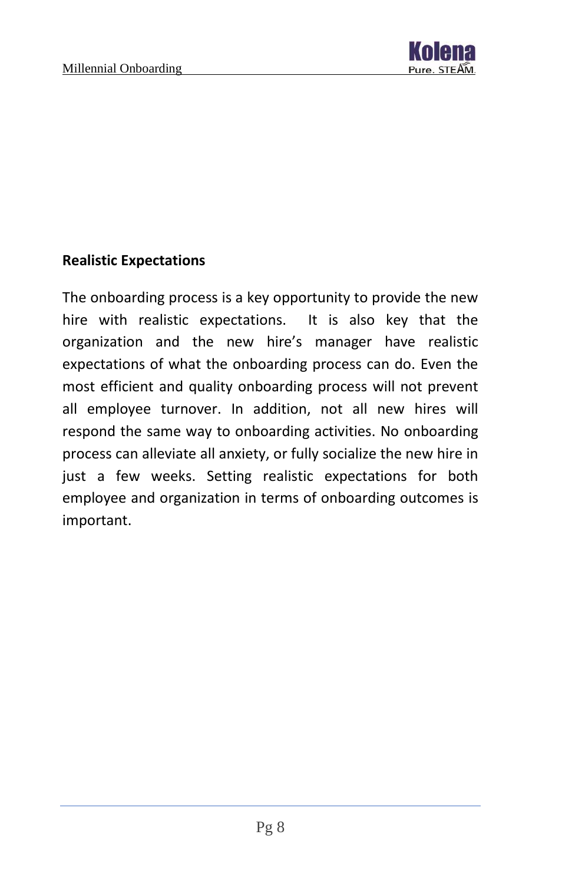**Realistic Expectations**

The onboarding process is a key opportunity to provide the new hire with realistic expectations. It is also key that the organization and the new hire's manager have realistic expectations of what the onboarding process can do. Even the most efficient and quality onboarding process will not prevent all employee turnover. In addition, not all new hires will respond the same way to onboarding activities. No onboarding process can alleviate all anxiety, or fully socialize the new hire in just a few weeks. Setting realistic expectations for both employee and organization in terms of onboarding outcomes is important.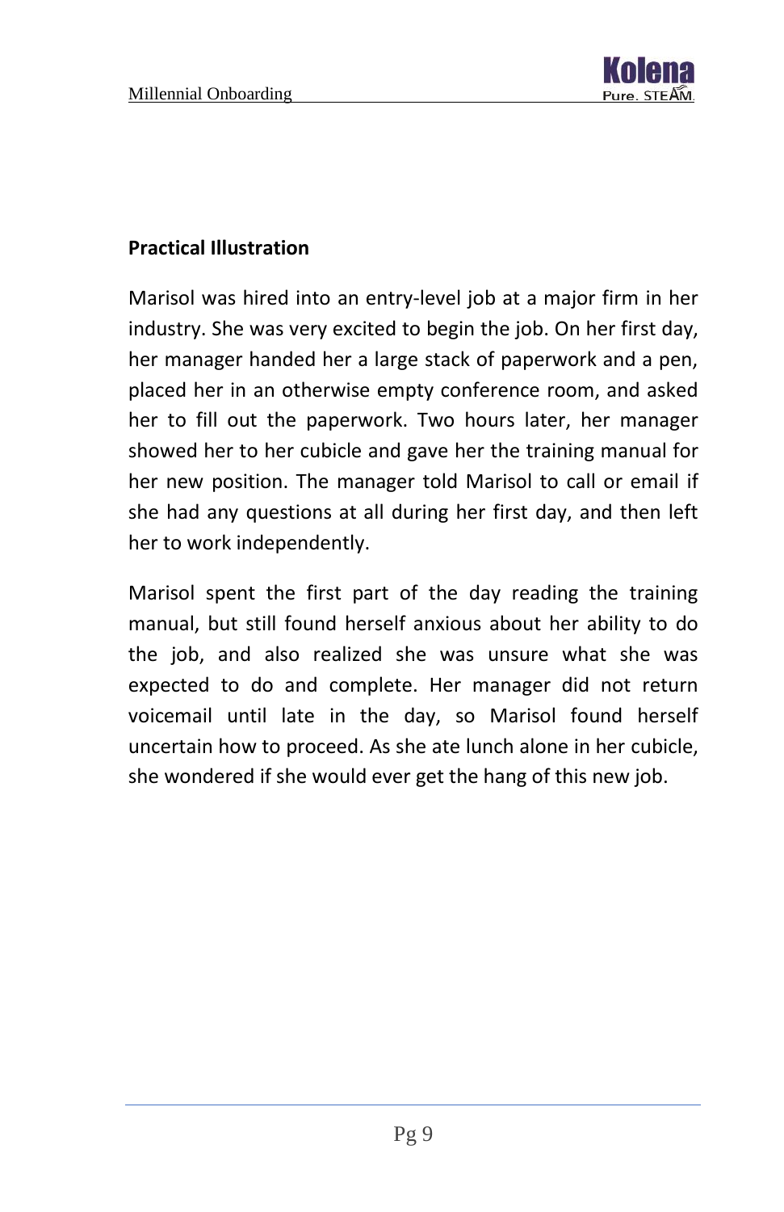**Practical Illustration**

Marisol was hired into an entry-level job at a major firm in her industry. She was very excited to begin the job. On her first day, her manager handed her a large stack of paperwork and a pen, placed her in an otherwise empty conference room, and asked her to fill out the paperwork. Two hours later, her manager showed her to her cubicle and gave her the training manual for her new position. The manager told Marisol to call or email if she had any questions at all during her first day, and then left her to work independently.

Marisol spent the first part of the day reading the training manual, but still found herself anxious about her ability to do the job, and also realized she was unsure what she was expected to do and complete. Her manager did not return voicemail until late in the day, so Marisol found herself uncertain how to proceed. As she ate lunch alone in her cubicle, she wondered if she would ever get the hang of this new job.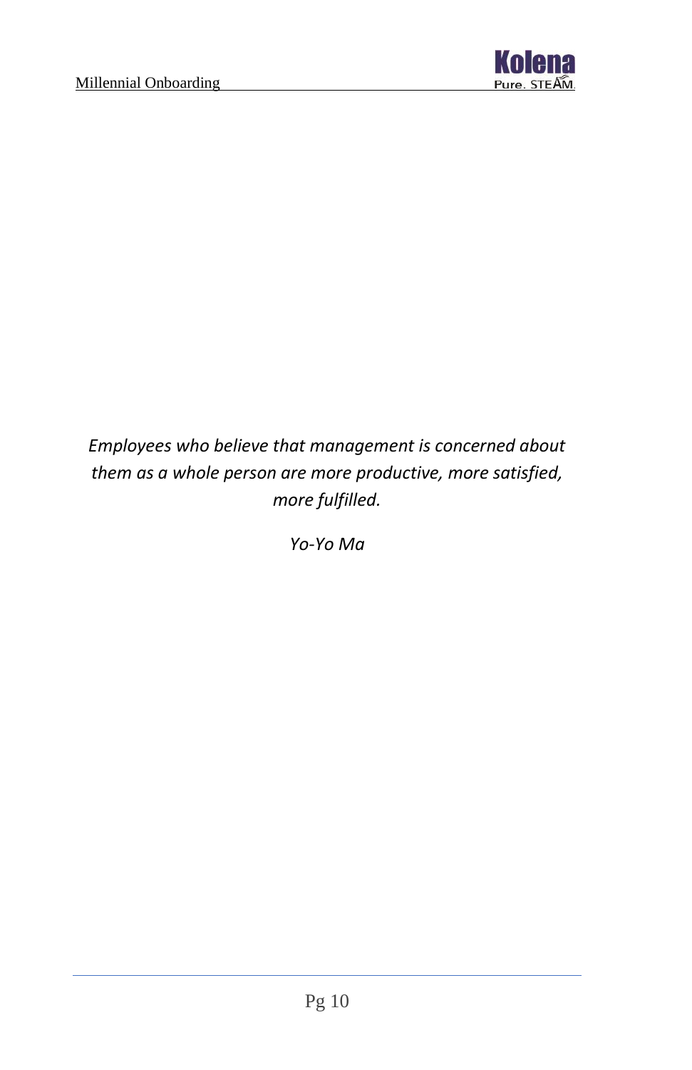*Employees who believe that management is concerned about them as a whole person are more productive, more satisfied, more fulfilled.*

*Yo-Yo Ma*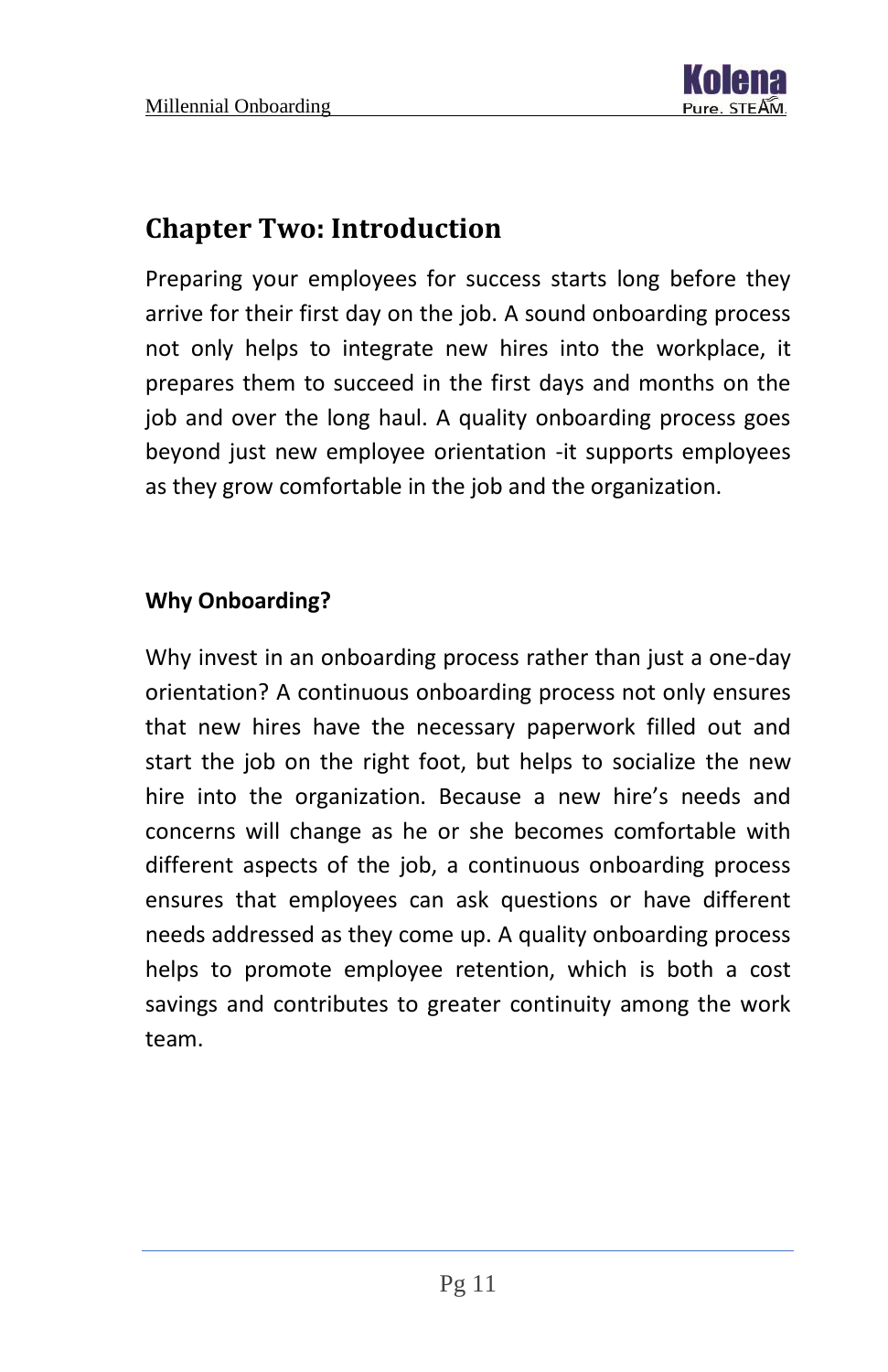## Chapter Two: Introduction

Preparing your employees for success starts long before they arrive for their first day on the job. A sound onboarding process not only helps to integrate new hires into the workplace, it prepares them to succeed in the first days and months on the job and over the long haul. A quality onboarding process goes beyond just new employee orientation -it supports employees as they grow comfortable in the job and the organization.

**Why Onboarding?**

Why invest in an onboarding process rather than just a one-day orientation? A continuous onboarding process not only ensures that new hires have the necessary paperwork filled out and start the job on the right foot, but helps to socialize the new hire into the organization. Because a new hire's needs and concerns will change as he or she becomes comfortable with different aspects of the job, a continuous onboarding process ensures that employees can ask questions or have different needs addressed as they come up. A quality onboarding process helps to promote employee retention, which is both a cost savings and contributes to greater continuity among the work team.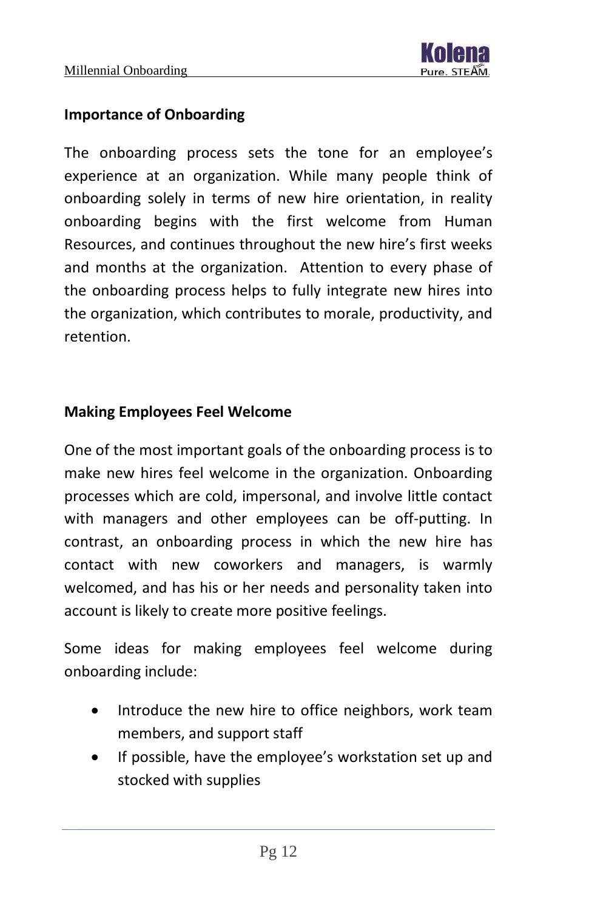## Importance of Onboarding

The onboarding process sets the tone for an employee's experience at an organization. While many people think of onboarding solely in terms of new hire orientation, in reality onboarding begins with the first welcome from Human Resources, and continues throughout the new hire's first weeks and months at the organization. Attention to every phase of the onboarding process helps to fully integrate new hires into the organization, which contributes to morale, productivity, and retention.

## Making Employees Feel Welcome

One of the most important goals of the onboarding process is to make new hires feel welcome in the organization. Onboarding processes which are cold, impersonal, and involve little contact with managers and other employees can be off-putting. In contrast, an onboarding process in which the new hire has contact with new coworkers and managers, is warmly welcomed, and has his or her needs and personality taken into account is likely to create more positive feelings.

Some ideas for making employees feel welcome during onboarding include:

- Introduce the new hire to office neighbors, work team members, and support staff
- If possible, have the employee's workstation set up and stocked with supplies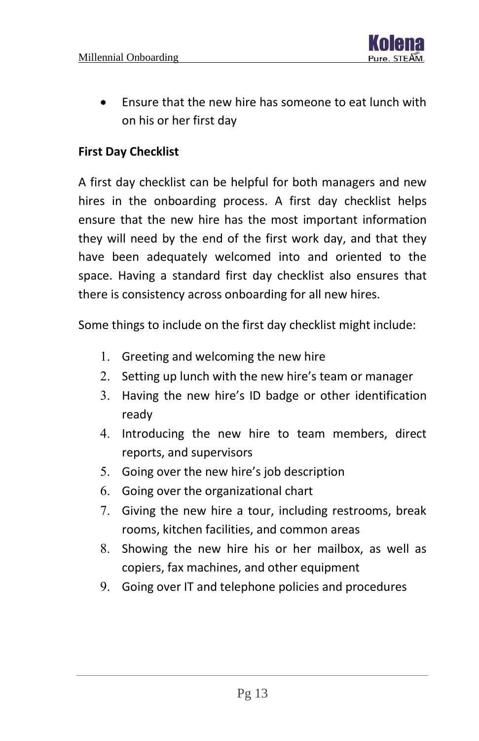- Ensure that the new hire has someone to eat lunch with on his or her first day

**First Day Checklist**

A first day checklist can be helpful for both managers and new hires in the onboarding process. A first day checklist helps ensure that the new hire has the most important information they will need by the end of the first work day, and that they have been adequately welcomed into and oriented to the space. Having a standard first day checklist also ensures that there is consistency across onboarding for all new hires.

Some things to include on the first day checklist might include:

1. Greeting and welcoming the new hire
2. Setting up lunch with the new hire's team or manager
3. Having the new hire's ID badge or other identification ready
4. Introducing the new hire to team members, direct reports, and supervisors
5. Going over the new hire's job description
6. Going over the organizational chart
7. Giving the new hire a tour, including restrooms, break rooms, kitchen facilities, and common areas
8. Showing the new hire his or her mailbox, as well as copiers, fax machines, and other equipment
9. Going over IT and telephone policies and procedures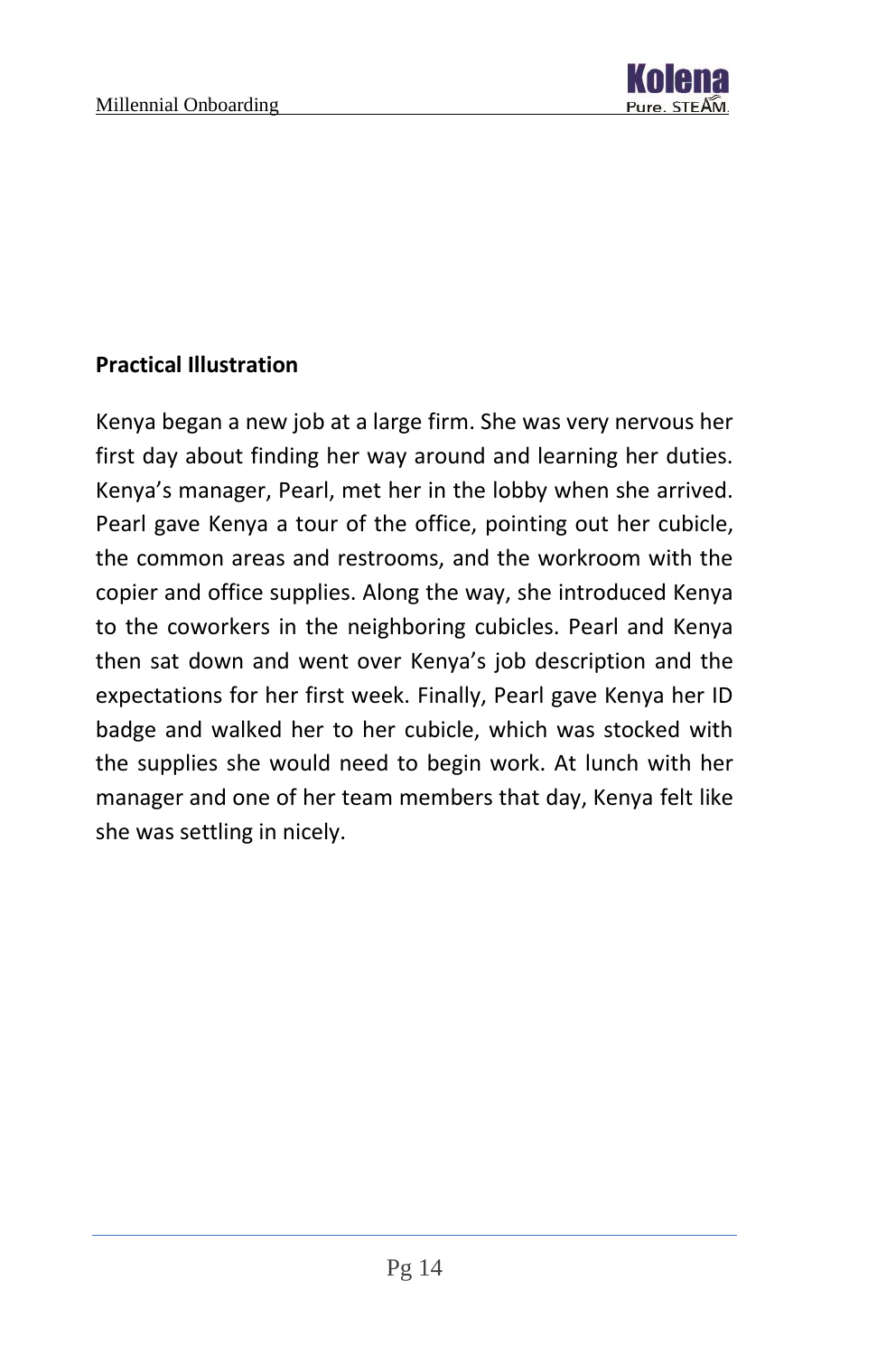**Practical Illustration**

Kenya began a new job at a large firm. She was very nervous her first day about finding her way around and learning her duties. Kenya's manager, Pearl, met her in the lobby when she arrived. Pearl gave Kenya a tour of the office, pointing out her cubicle, the common areas and restrooms, and the workroom with the copier and office supplies. Along the way, she introduced Kenya to the coworkers in the neighboring cubicles. Pearl and Kenya then sat down and went over Kenya's job description and the expectations for her first week. Finally, Pearl gave Kenya her ID badge and walked her to her cubicle, which was stocked with the supplies she would need to begin work. At lunch with her manager and one of her team members that day, Kenya felt like she was settling in nicely.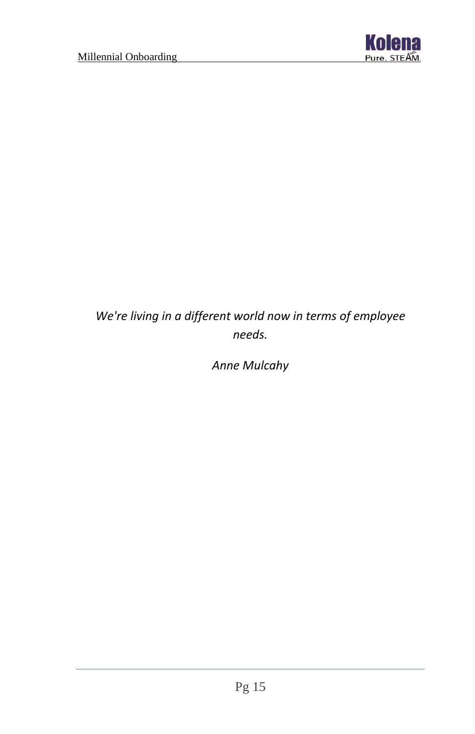*We're living in a different world now in terms of employee needs.*

*Anne Mulcahy*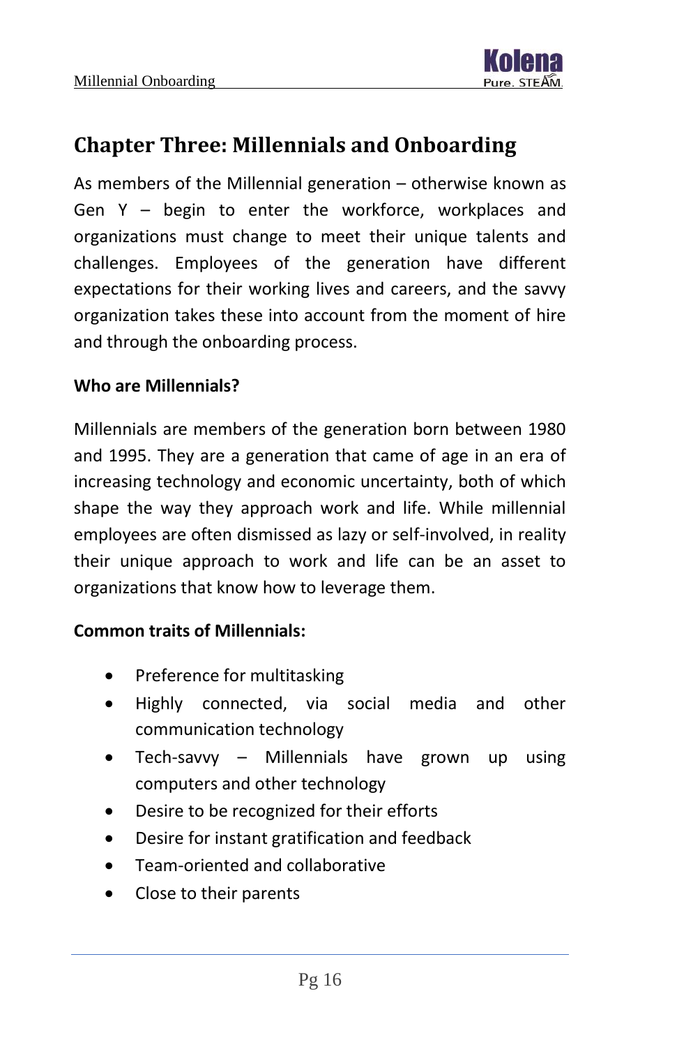# Chapter Three: Millennials and Onboarding

As members of the Millennial generation – otherwise known as Gen Y – begin to enter the workforce, workplaces and organizations must change to meet their unique talents and challenges. Employees of the generation have different expectations for their working lives and careers, and the savvy organization takes these into account from the moment of hire and through the onboarding process.

**Who are Millennials?**

Millennials are members of the generation born between 1980 and 1995. They are a generation that came of age in an era of increasing technology and economic uncertainty, both of which shape the way they approach work and life. While millennial employees are often dismissed as lazy or self-involved, in reality their unique approach to work and life can be an asset to organizations that know how to leverage them.

**Common traits of Millennials:**

- Preference for multitasking
- Highly connected, via social media and other communication technology
- Tech-savvy – Millennials have grown up using computers and other technology
- Desire to be recognized for their efforts
- Desire for instant gratification and feedback
- Team-oriented and collaborative
- Close to their parents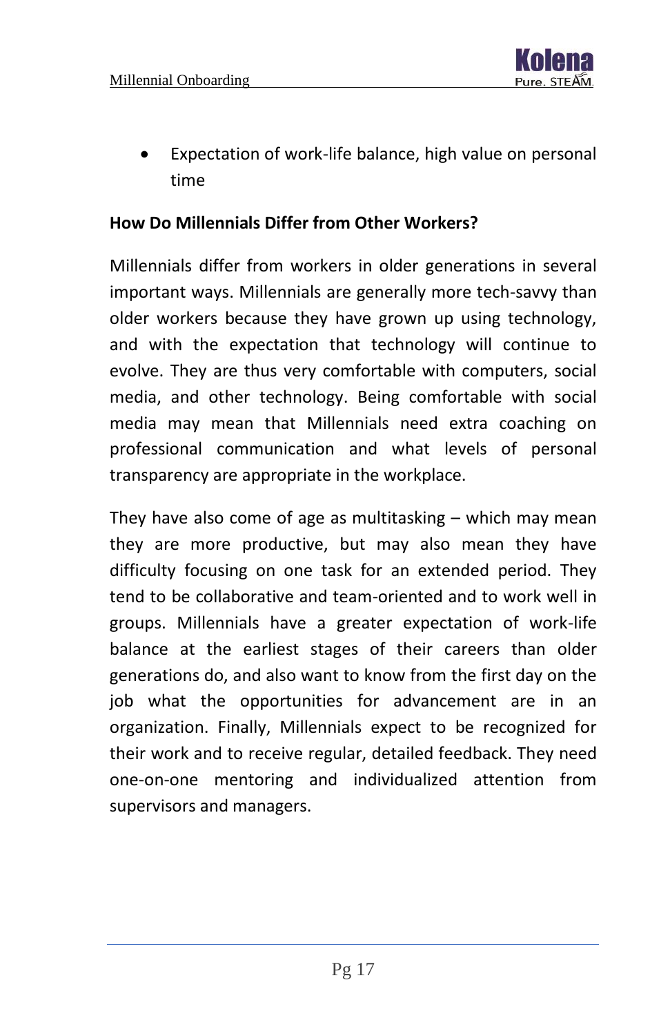- Expectation of work-life balance, high value on personal time

**How Do Millennials Differ from Other Workers?**

Millennials differ from workers in older generations in several important ways. Millennials are generally more tech-savvy than older workers because they have grown up using technology, and with the expectation that technology will continue to evolve. They are thus very comfortable with computers, social media, and other technology. Being comfortable with social media may mean that Millennials need extra coaching on professional communication and what levels of personal transparency are appropriate in the workplace.

They have also come of age as multitasking – which may mean they are more productive, but may also mean they have difficulty focusing on one task for an extended period. They tend to be collaborative and team-oriented and to work well in groups. Millennials have a greater expectation of work-life balance at the earliest stages of their careers than older generations do, and also want to know from the first day on the job what the opportunities for advancement are in an organization. Finally, Millennials expect to be recognized for their work and to receive regular, detailed feedback. They need one-on-one mentoring and individualized attention from supervisors and managers.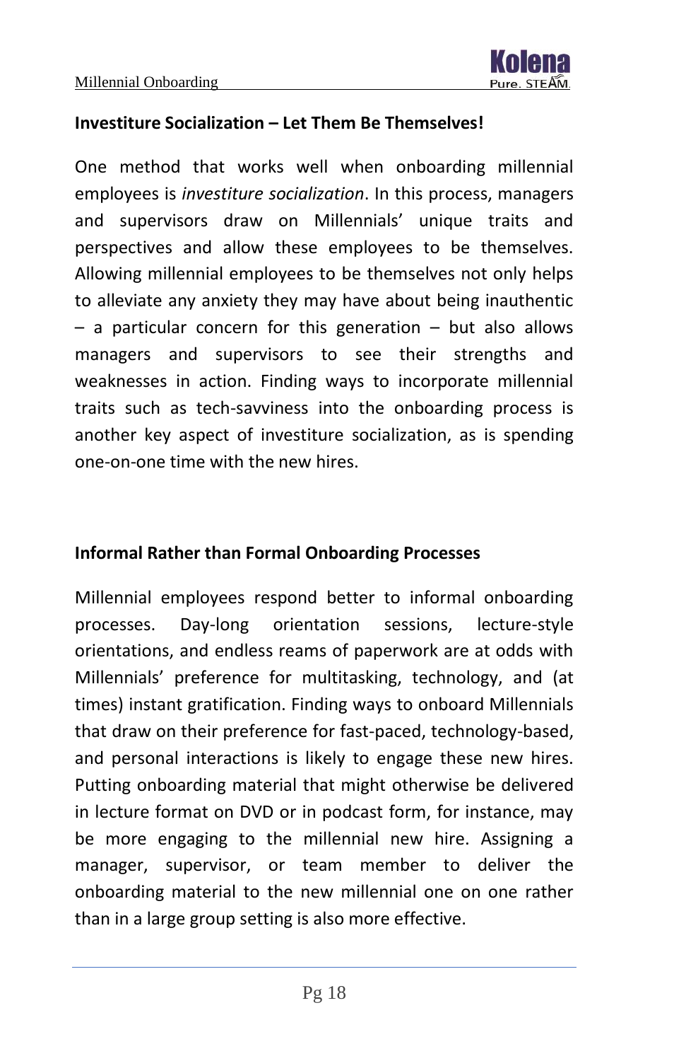### Investiture Socialization – Let Them Be Themselves!

One method that works well when onboarding millennial employees is *investiture socialization*. In this process, managers and supervisors draw on Millennials' unique traits and perspectives and allow these employees to be themselves. Allowing millennial employees to be themselves not only helps to alleviate any anxiety they may have about being inauthentic – a particular concern for this generation – but also allows managers and supervisors to see their strengths and weaknesses in action. Finding ways to incorporate millennial traits such as tech-savviness into the onboarding process is another key aspect of investiture socialization, as is spending one-on-one time with the new hires.

### Informal Rather than Formal Onboarding Processes

Millennial employees respond better to informal onboarding processes. Day-long orientation sessions, lecture-style orientations, and endless reams of paperwork are at odds with Millennials' preference for multitasking, technology, and (at times) instant gratification. Finding ways to onboard Millennials that draw on their preference for fast-paced, technology-based, and personal interactions is likely to engage these new hires. Putting onboarding material that might otherwise be delivered in lecture format on DVD or in podcast form, for instance, may be more engaging to the millennial new hire. Assigning a manager, supervisor, or team member to deliver the onboarding material to the new millennial one on one rather than in a large group setting is also more effective.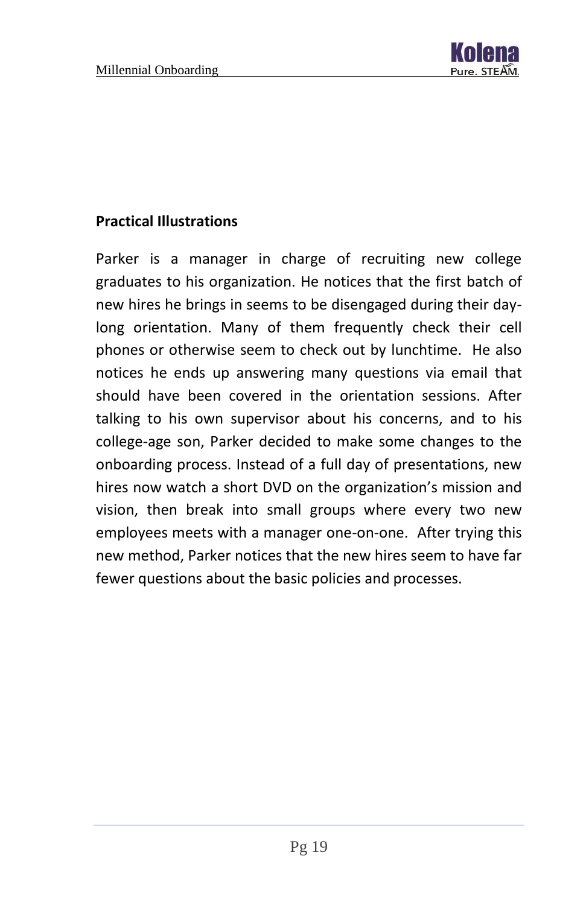## Practical Illustrations

Parker is a manager in charge of recruiting new college graduates to his organization. He notices that the first batch of new hires he brings in seems to be disengaged during their day-long orientation. Many of them frequently check their cell phones or otherwise seem to check out by lunchtime. He also notices he ends up answering many questions via email that should have been covered in the orientation sessions. After talking to his own supervisor about his concerns, and to his college-age son, Parker decided to make some changes to the onboarding process. Instead of a full day of presentations, new hires now watch a short DVD on the organization's mission and vision, then break into small groups where every two new employees meets with a manager one-on-one. After trying this new method, Parker notices that the new hires seem to have far fewer questions about the basic policies and processes.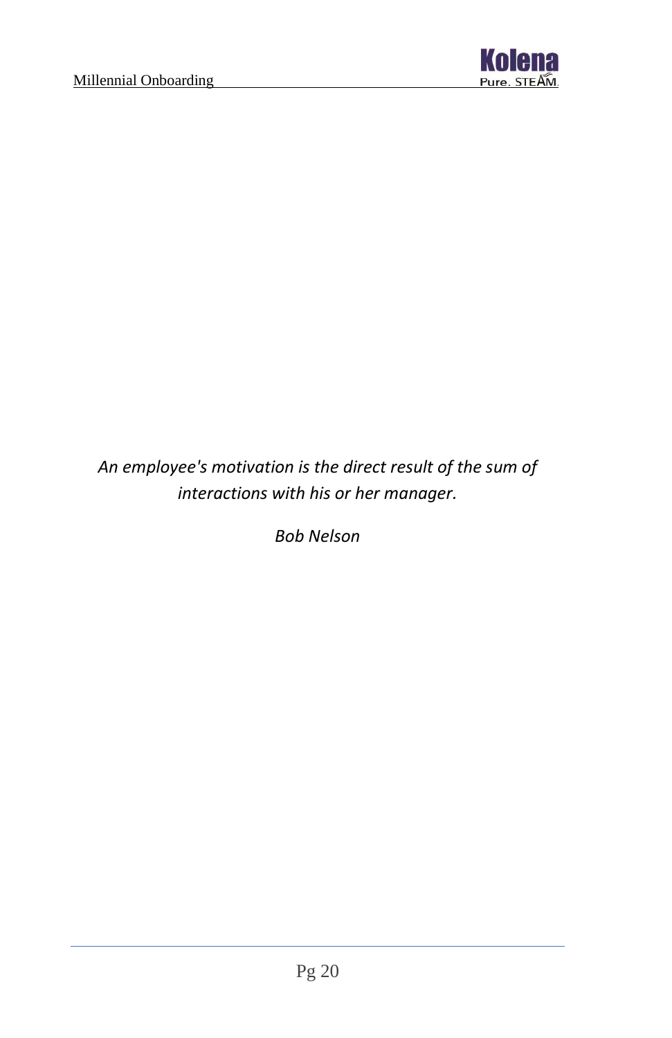*An employee's motivation is the direct result of the sum of interactions with his or her manager.*

*Bob Nelson*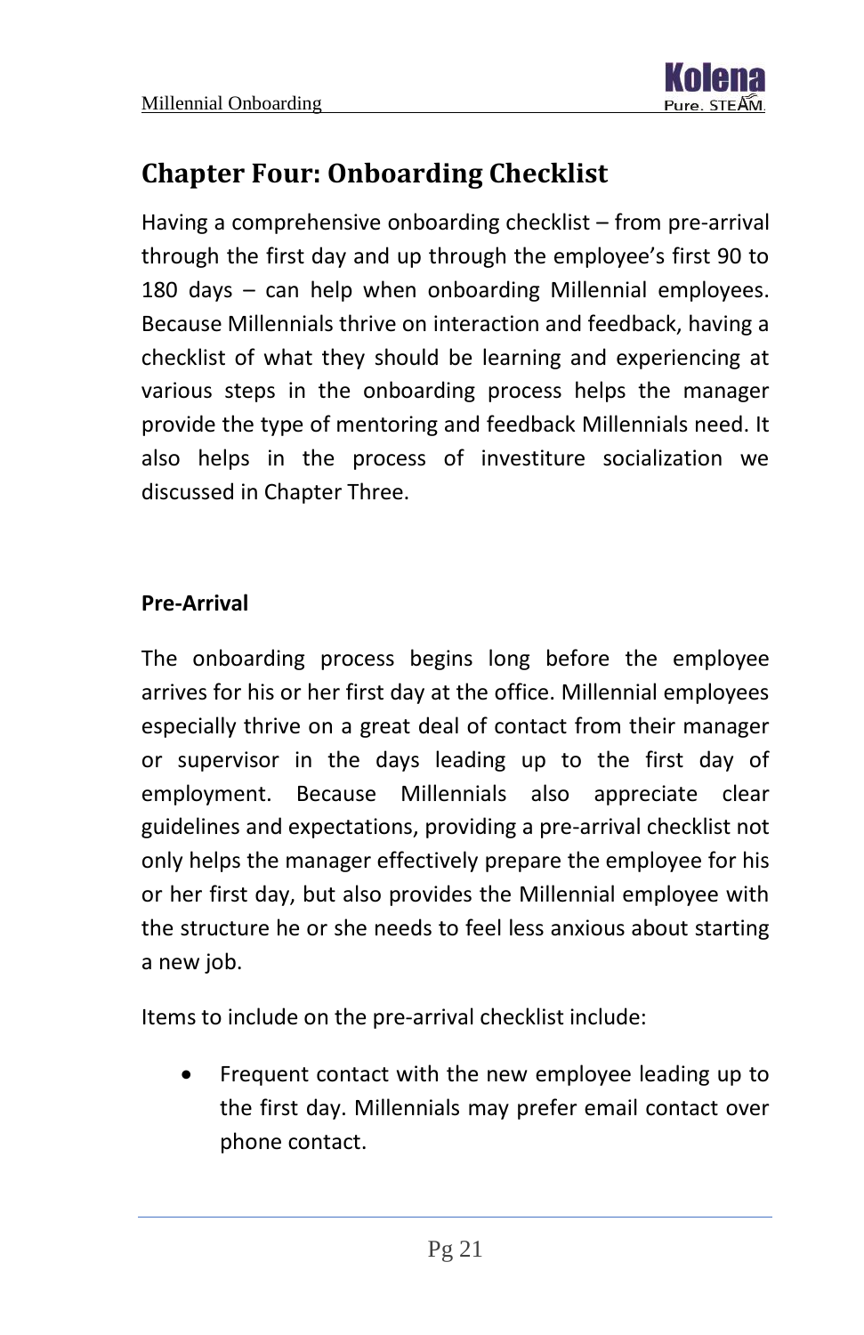## Chapter Four: Onboarding Checklist

Having a comprehensive onboarding checklist – from pre-arrival through the first day and up through the employee's first 90 to 180 days – can help when onboarding Millennial employees. Because Millennials thrive on interaction and feedback, having a checklist of what they should be learning and experiencing at various steps in the onboarding process helps the manager provide the type of mentoring and feedback Millennials need. It also helps in the process of investiture socialization we discussed in Chapter Three.

**Pre-Arrival**

The onboarding process begins long before the employee arrives for his or her first day at the office. Millennial employees especially thrive on a great deal of contact from their manager or supervisor in the days leading up to the first day of employment. Because Millennials also appreciate clear guidelines and expectations, providing a pre-arrival checklist not only helps the manager effectively prepare the employee for his or her first day, but also provides the Millennial employee with the structure he or she needs to feel less anxious about starting a new job.

Items to include on the pre-arrival checklist include:

- Frequent contact with the new employee leading up to the first day. Millennials may prefer email contact over phone contact.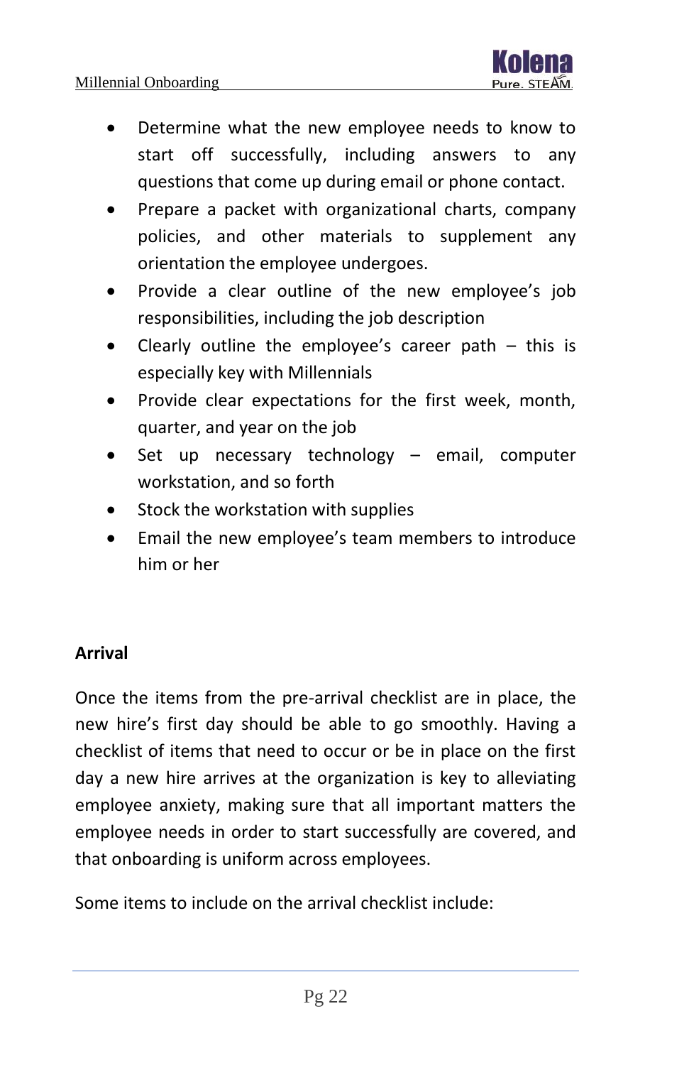- Determine what the new employee needs to know to start off successfully, including answers to any questions that come up during email or phone contact.
- Prepare a packet with organizational charts, company policies, and other materials to supplement any orientation the employee undergoes.
- Provide a clear outline of the new employee’s job responsibilities, including the job description
- Clearly outline the employee’s career path – this is especially key with Millennials
- Provide clear expectations for the first week, month, quarter, and year on the job
- Set up necessary technology – email, computer workstation, and so forth
- Stock the workstation with supplies
- Email the new employee’s team members to introduce him or her

**Arrival**

Once the items from the pre-arrival checklist are in place, the new hire’s first day should be able to go smoothly. Having a checklist of items that need to occur or be in place on the first day a new hire arrives at the organization is key to alleviating employee anxiety, making sure that all important matters the employee needs in order to start successfully are covered, and that onboarding is uniform across employees.

Some items to include on the arrival checklist include: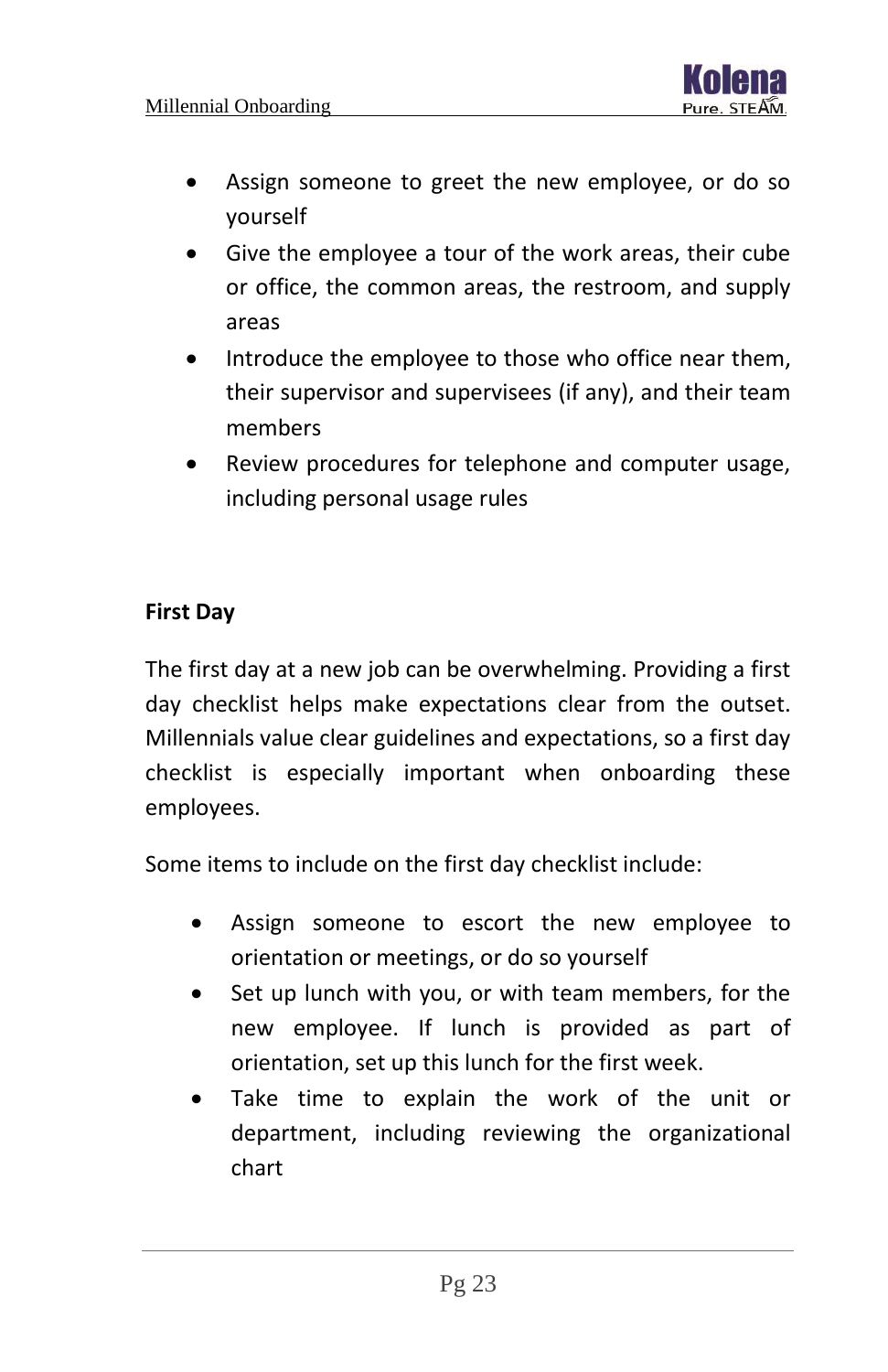- Assign someone to greet the new employee, or do so yourself
- Give the employee a tour of the work areas, their cube or office, the common areas, the restroom, and supply areas
- Introduce the employee to those who office near them, their supervisor and supervisees (if any), and their team members
- Review procedures for telephone and computer usage, including personal usage rules

**First Day**

The first day at a new job can be overwhelming. Providing a first day checklist helps make expectations clear from the outset. Millennials value clear guidelines and expectations, so a first day checklist is especially important when onboarding these employees.

Some items to include on the first day checklist include:

- Assign someone to escort the new employee to orientation or meetings, or do so yourself
- Set up lunch with you, or with team members, for the new employee. If lunch is provided as part of orientation, set up this lunch for the first week.
- Take time to explain the work of the unit or department, including reviewing the organizational chart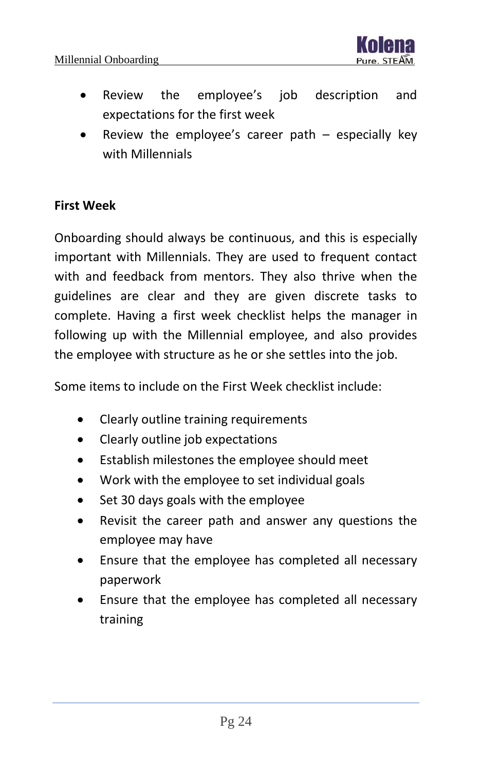- Review the employee's job description and expectations for the first week
- Review the employee's career path – especially key with Millennials

**First Week**

Onboarding should always be continuous, and this is especially important with Millennials. They are used to frequent contact with and feedback from mentors. They also thrive when the guidelines are clear and they are given discrete tasks to complete. Having a first week checklist helps the manager in following up with the Millennial employee, and also provides the employee with structure as he or she settles into the job.

Some items to include on the First Week checklist include:

- Clearly outline training requirements
- Clearly outline job expectations
- Establish milestones the employee should meet
- Work with the employee to set individual goals
- Set 30 days goals with the employee
- Revisit the career path and answer any questions the employee may have
- Ensure that the employee has completed all necessary paperwork
- Ensure that the employee has completed all necessary training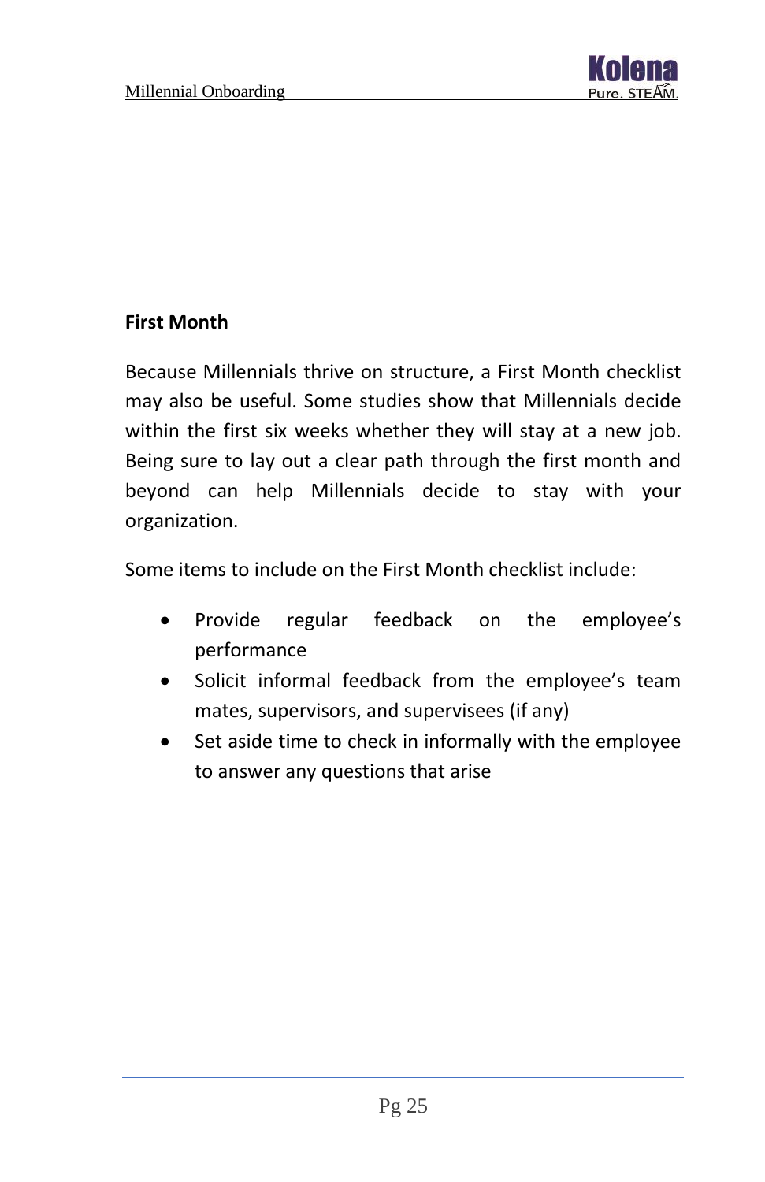**First Month**

Because Millennials thrive on structure, a First Month checklist may also be useful. Some studies show that Millennials decide within the first six weeks whether they will stay at a new job. Being sure to lay out a clear path through the first month and beyond can help Millennials decide to stay with your organization.

Some items to include on the First Month checklist include:

- Provide regular feedback on the employee's performance
- Solicit informal feedback from the employee's team mates, supervisors, and supervisees (if any)
- Set aside time to check in informally with the employee to answer any questions that arise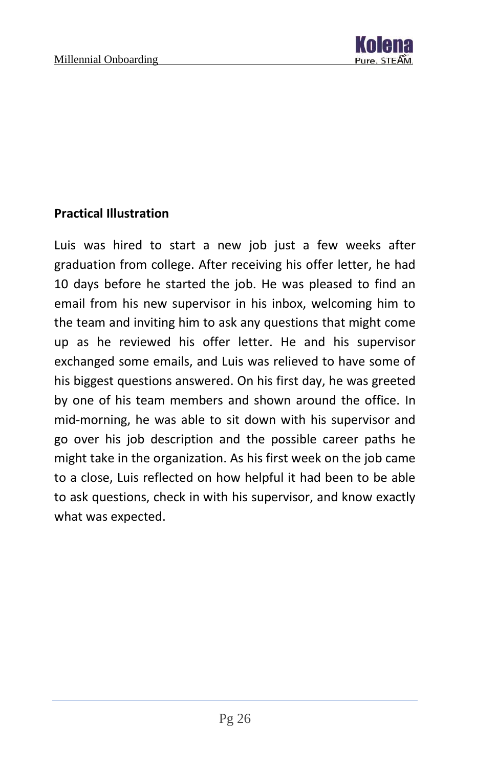**Practical Illustration**

Luis was hired to start a new job just a few weeks after graduation from college. After receiving his offer letter, he had 10 days before he started the job. He was pleased to find an email from his new supervisor in his inbox, welcoming him to the team and inviting him to ask any questions that might come up as he reviewed his offer letter. He and his supervisor exchanged some emails, and Luis was relieved to have some of his biggest questions answered. On his first day, he was greeted by one of his team members and shown around the office. In mid-morning, he was able to sit down with his supervisor and go over his job description and the possible career paths he might take in the organization. As his first week on the job came to a close, Luis reflected on how helpful it had been to be able to ask questions, check in with his supervisor, and know exactly what was expected.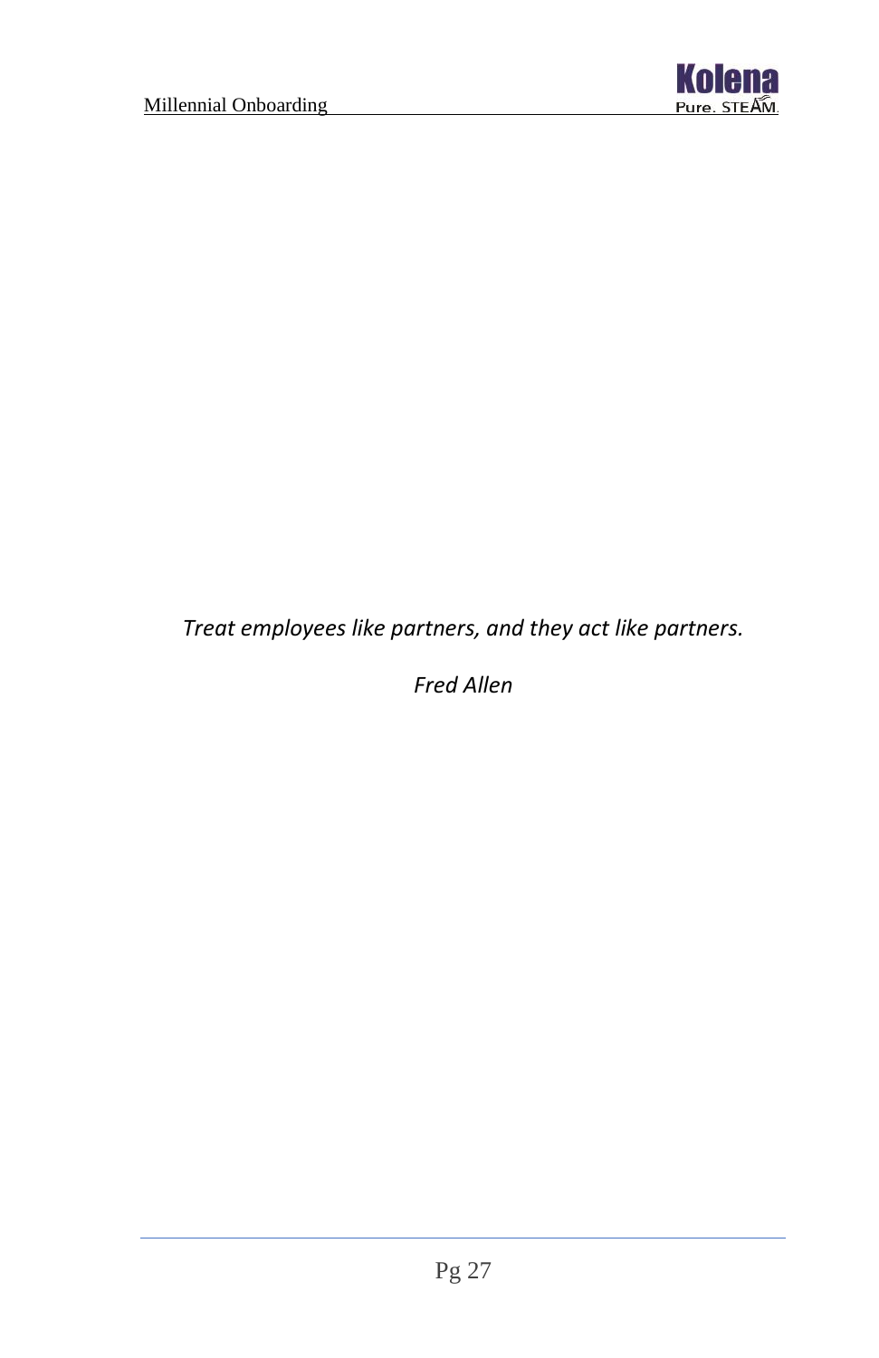*Treat employees like partners, and they act like partners.*

*Fred Allen*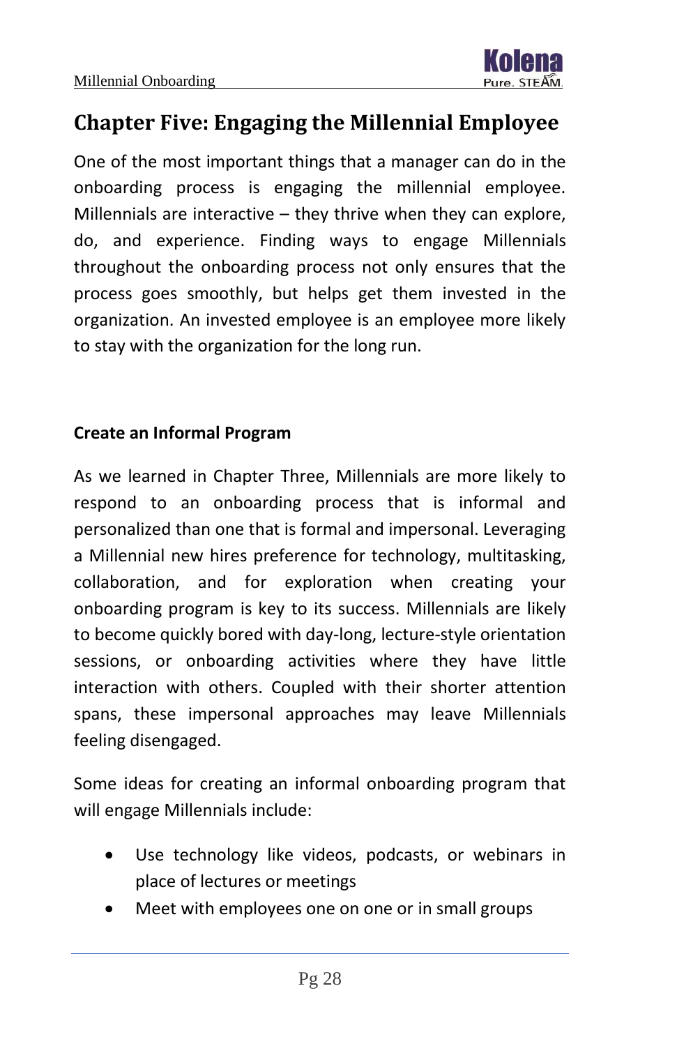## Chapter Five: Engaging the Millennial Employee

One of the most important things that a manager can do in the onboarding process is engaging the millennial employee. Millennials are interactive – they thrive when they can explore, do, and experience. Finding ways to engage Millennials throughout the onboarding process not only ensures that the process goes smoothly, but helps get them invested in the organization. An invested employee is an employee more likely to stay with the organization for the long run.

### Create an Informal Program

As we learned in Chapter Three, Millennials are more likely to respond to an onboarding process that is informal and personalized than one that is formal and impersonal. Leveraging a Millennial new hires preference for technology, multitasking, collaboration, and for exploration when creating your onboarding program is key to its success. Millennials are likely to become quickly bored with day-long, lecture-style orientation sessions, or onboarding activities where they have little interaction with others. Coupled with their shorter attention spans, these impersonal approaches may leave Millennials feeling disengaged.

Some ideas for creating an informal onboarding program that will engage Millennials include:

- Use technology like videos, podcasts, or webinars in place of lectures or meetings
- Meet with employees one on one or in small groups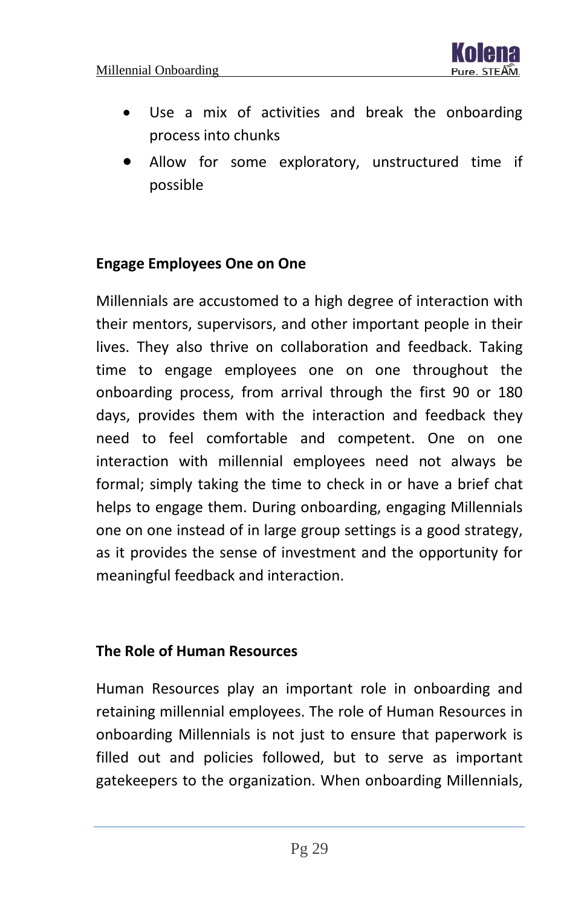- Use a mix of activities and break the onboarding process into chunks
- Allow for some exploratory, unstructured time if possible

## Engage Employees One on One

Millennials are accustomed to a high degree of interaction with their mentors, supervisors, and other important people in their lives. They also thrive on collaboration and feedback. Taking time to engage employees one on one throughout the onboarding process, from arrival through the first 90 or 180 days, provides them with the interaction and feedback they need to feel comfortable and competent. One on one interaction with millennial employees need not always be formal; simply taking the time to check in or have a brief chat helps to engage them. During onboarding, engaging Millennials one on one instead of in large group settings is a good strategy, as it provides the sense of investment and the opportunity for meaningful feedback and interaction.

## The Role of Human Resources

Human Resources play an important role in onboarding and retaining millennial employees. The role of Human Resources in onboarding Millennials is not just to ensure that paperwork is filled out and policies followed, but to serve as important gatekeepers to the organization. When onboarding Millennials,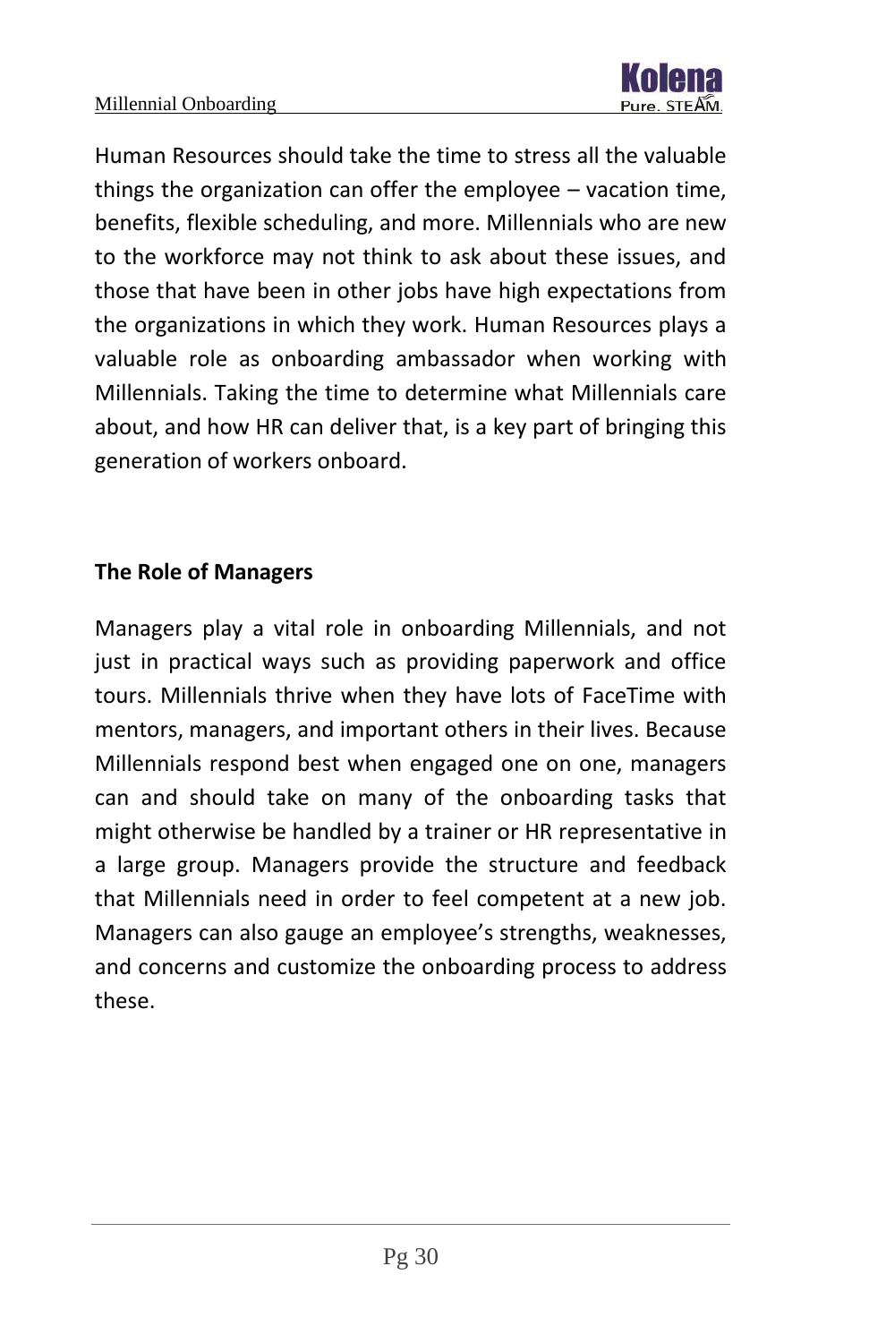Human Resources should take the time to stress all the valuable things the organization can offer the employee – vacation time, benefits, flexible scheduling, and more. Millennials who are new to the workforce may not think to ask about these issues, and those that have been in other jobs have high expectations from the organizations in which they work. Human Resources plays a valuable role as onboarding ambassador when working with Millennials. Taking the time to determine what Millennials care about, and how HR can deliver that, is a key part of bringing this generation of workers onboard.

**The Role of Managers**

Managers play a vital role in onboarding Millennials, and not just in practical ways such as providing paperwork and office tours. Millennials thrive when they have lots of FaceTime with mentors, managers, and important others in their lives. Because Millennials respond best when engaged one on one, managers can and should take on many of the onboarding tasks that might otherwise be handled by a trainer or HR representative in a large group. Managers provide the structure and feedback that Millennials need in order to feel competent at a new job. Managers can also gauge an employee's strengths, weaknesses, and concerns and customize the onboarding process to address these.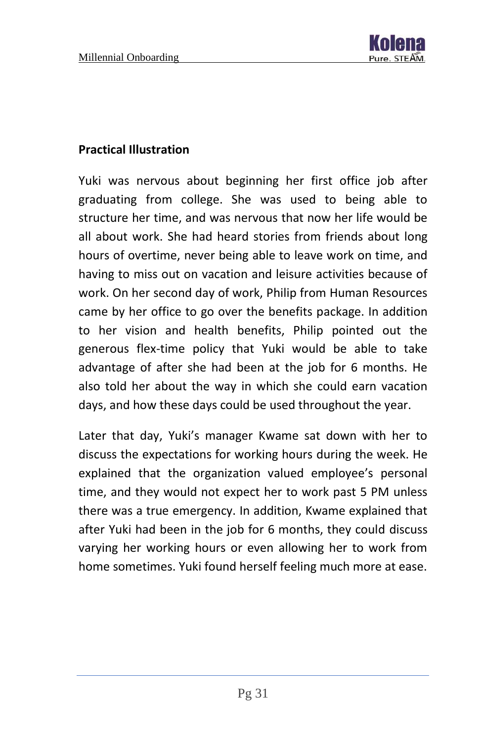**Practical Illustration**

Yuki was nervous about beginning her first office job after graduating from college. She was used to being able to structure her time, and was nervous that now her life would be all about work. She had heard stories from friends about long hours of overtime, never being able to leave work on time, and having to miss out on vacation and leisure activities because of work. On her second day of work, Philip from Human Resources came by her office to go over the benefits package. In addition to her vision and health benefits, Philip pointed out the generous flex-time policy that Yuki would be able to take advantage of after she had been at the job for 6 months. He also told her about the way in which she could earn vacation days, and how these days could be used throughout the year.

Later that day, Yuki's manager Kwame sat down with her to discuss the expectations for working hours during the week. He explained that the organization valued employee's personal time, and they would not expect her to work past 5 PM unless there was a true emergency. In addition, Kwame explained that after Yuki had been in the job for 6 months, they could discuss varying her working hours or even allowing her to work from home sometimes. Yuki found herself feeling much more at ease.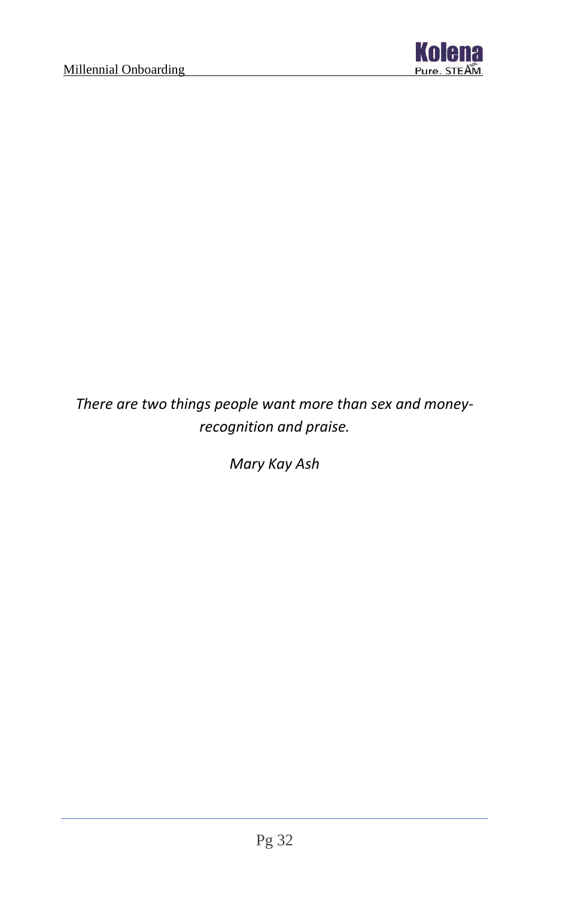*There are two things people want more than sex and money- recognition and praise.*

*Mary Kay Ash*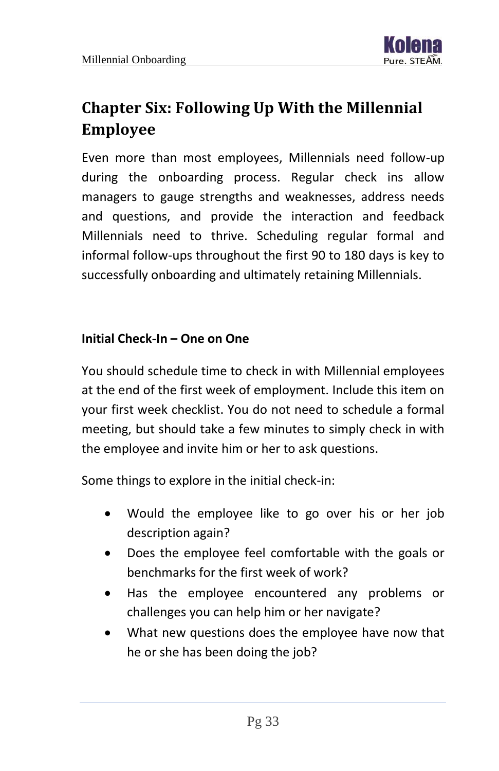# Chapter Six: Following Up With the Millennial Employee

Even more than most employees, Millennials need follow-up during the onboarding process. Regular check ins allow managers to gauge strengths and weaknesses, address needs and questions, and provide the interaction and feedback Millennials need to thrive. Scheduling regular formal and informal follow-ups throughout the first 90 to 180 days is key to successfully onboarding and ultimately retaining Millennials.

### Initial Check-In – One on One

You should schedule time to check in with Millennial employees at the end of the first week of employment. Include this item on your first week checklist. You do not need to schedule a formal meeting, but should take a few minutes to simply check in with the employee and invite him or her to ask questions.

Some things to explore in the initial check-in:

- Would the employee like to go over his or her job description again?
- Does the employee feel comfortable with the goals or benchmarks for the first week of work?
- Has the employee encountered any problems or challenges you can help him or her navigate?
- What new questions does the employee have now that he or she has been doing the job?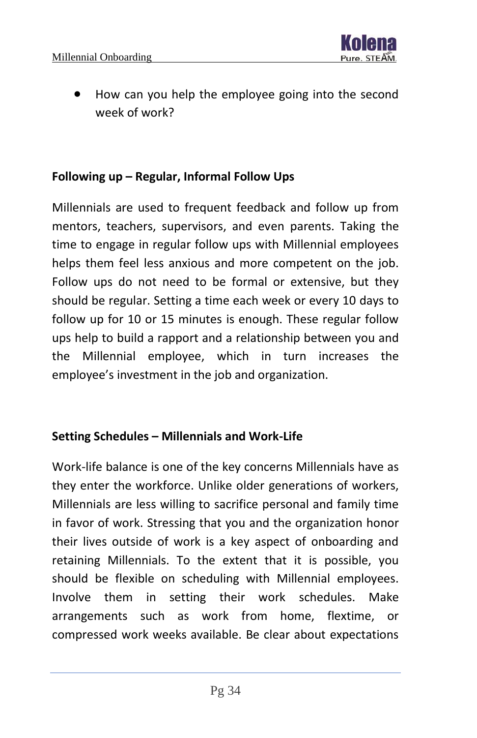- How can you help the employee going into the second week of work?

**Following up – Regular, Informal Follow Ups**

Millennials are used to frequent feedback and follow up from mentors, teachers, supervisors, and even parents. Taking the time to engage in regular follow ups with Millennial employees helps them feel less anxious and more competent on the job. Follow ups do not need to be formal or extensive, but they should be regular. Setting a time each week or every 10 days to follow up for 10 or 15 minutes is enough. These regular follow ups help to build a rapport and a relationship between you and the Millennial employee, which in turn increases the employee's investment in the job and organization.

**Setting Schedules – Millennials and Work-Life**

Work-life balance is one of the key concerns Millennials have as they enter the workforce. Unlike older generations of workers, Millennials are less willing to sacrifice personal and family time in favor of work. Stressing that you and the organization honor their lives outside of work is a key aspect of onboarding and retaining Millennials. To the extent that it is possible, you should be flexible on scheduling with Millennial employees. Involve them in setting their work schedules. Make arrangements such as work from home, flextime, or compressed work weeks available. Be clear about expectations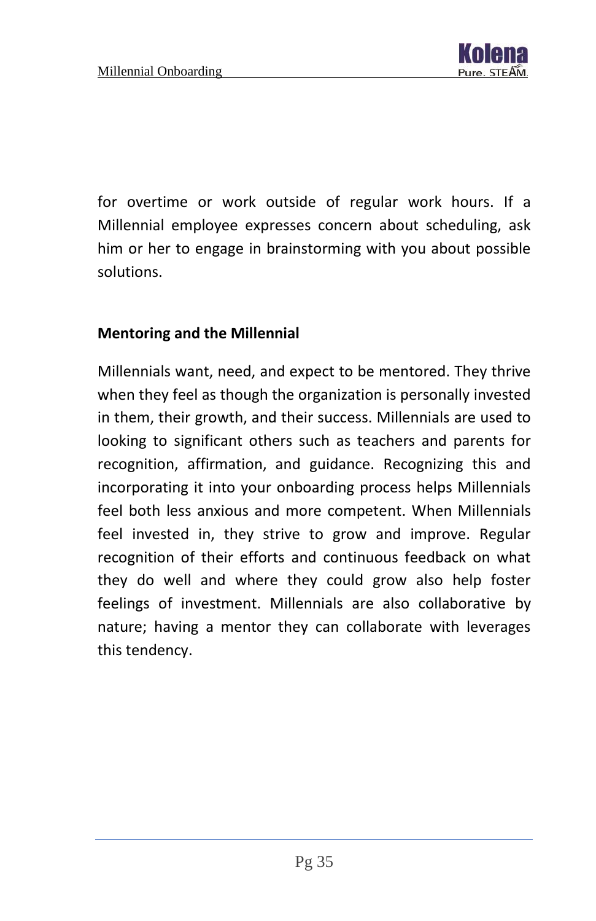for overtime or work outside of regular work hours. If a Millennial employee expresses concern about scheduling, ask him or her to engage in brainstorming with you about possible solutions.

**Mentoring and the Millennial**

Millennials want, need, and expect to be mentored. They thrive when they feel as though the organization is personally invested in them, their growth, and their success. Millennials are used to looking to significant others such as teachers and parents for recognition, affirmation, and guidance. Recognizing this and incorporating it into your onboarding process helps Millennials feel both less anxious and more competent. When Millennials feel invested in, they strive to grow and improve. Regular recognition of their efforts and continuous feedback on what they do well and where they could grow also help foster feelings of investment. Millennials are also collaborative by nature; having a mentor they can collaborate with leverages this tendency.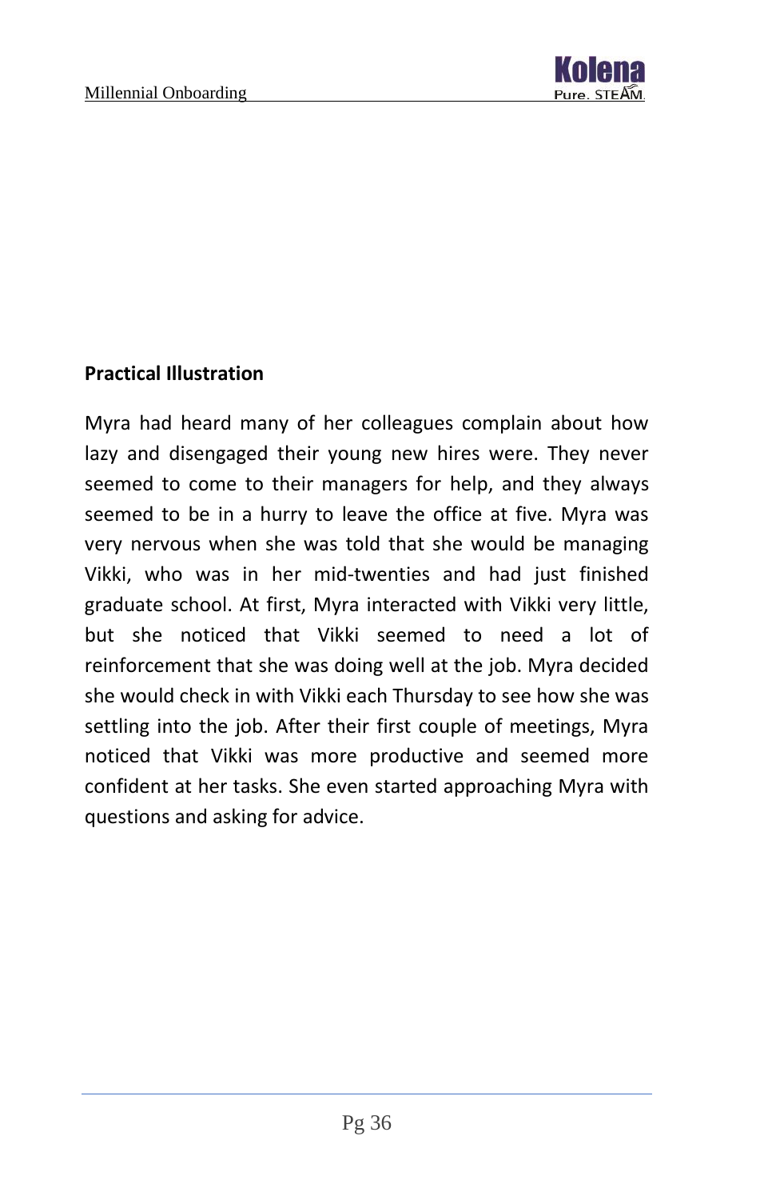**Practical Illustration**

Myra had heard many of her colleagues complain about how lazy and disengaged their young new hires were. They never seemed to come to their managers for help, and they always seemed to be in a hurry to leave the office at five. Myra was very nervous when she was told that she would be managing Vikki, who was in her mid-twenties and had just finished graduate school. At first, Myra interacted with Vikki very little, but she noticed that Vikki seemed to need a lot of reinforcement that she was doing well at the job. Myra decided she would check in with Vikki each Thursday to see how she was settling into the job. After their first couple of meetings, Myra noticed that Vikki was more productive and seemed more confident at her tasks. She even started approaching Myra with questions and asking for advice.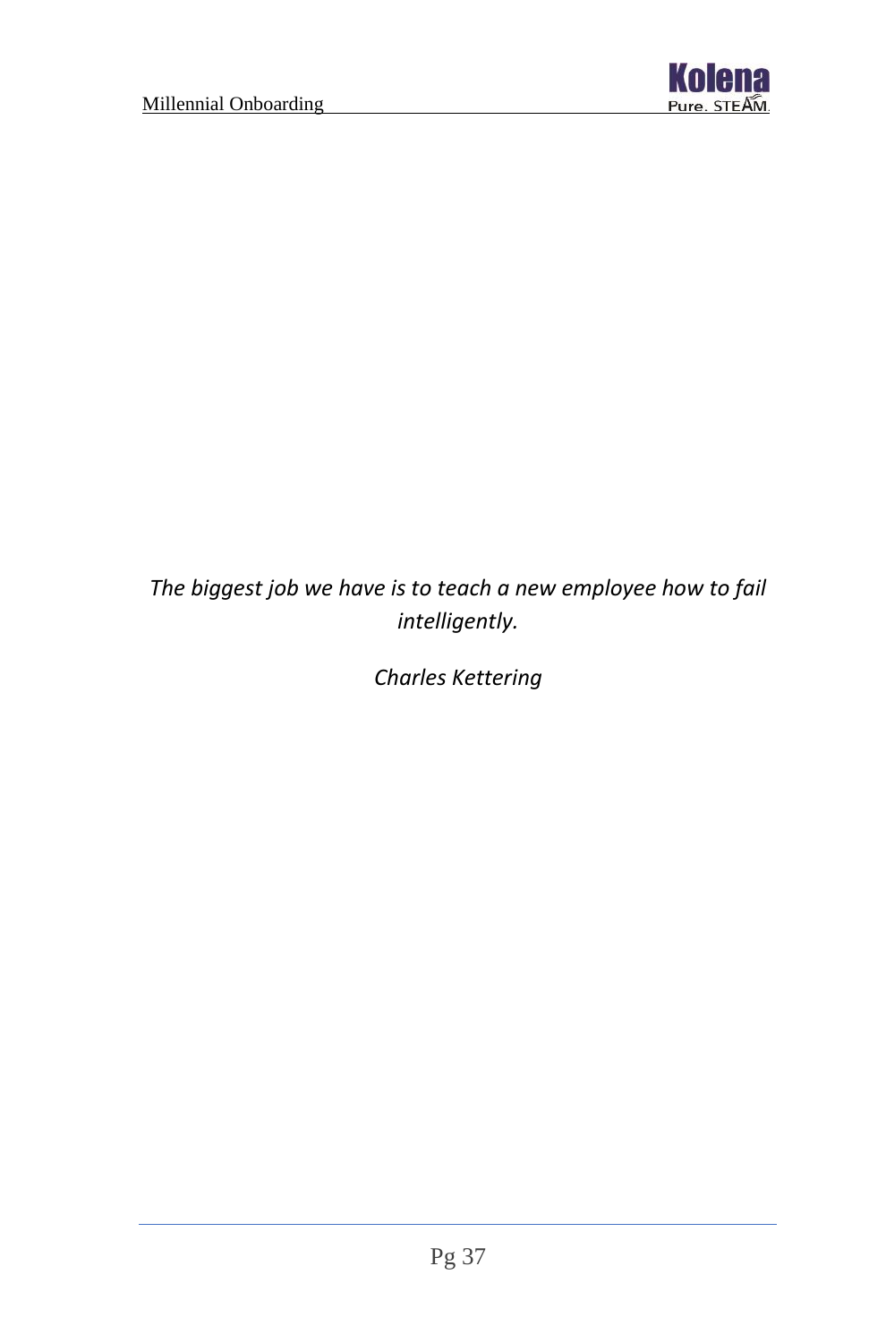*The biggest job we have is to teach a new employee how to fail intelligently.*

*Charles Kettering*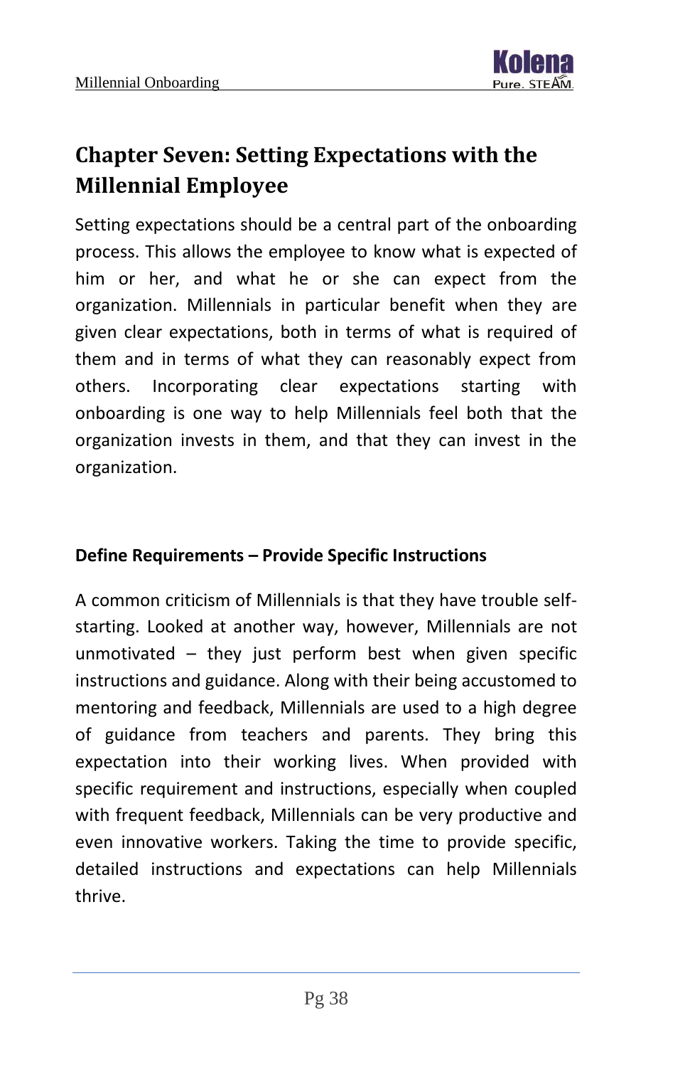# Chapter Seven: Setting Expectations with the Millennial Employee

Setting expectations should be a central part of the onboarding process. This allows the employee to know what is expected of him or her, and what he or she can expect from the organization. Millennials in particular benefit when they are given clear expectations, both in terms of what is required of them and in terms of what they can reasonably expect from others. Incorporating clear expectations starting with onboarding is one way to help Millennials feel both that the organization invests in them, and that they can invest in the organization.

### Define Requirements – Provide Specific Instructions

A common criticism of Millennials is that they have trouble self-starting. Looked at another way, however, Millennials are not unmotivated – they just perform best when given specific instructions and guidance. Along with their being accustomed to mentoring and feedback, Millennials are used to a high degree of guidance from teachers and parents. They bring this expectation into their working lives. When provided with specific requirement and instructions, especially when coupled with frequent feedback, Millennials can be very productive and even innovative workers. Taking the time to provide specific, detailed instructions and expectations can help Millennials thrive.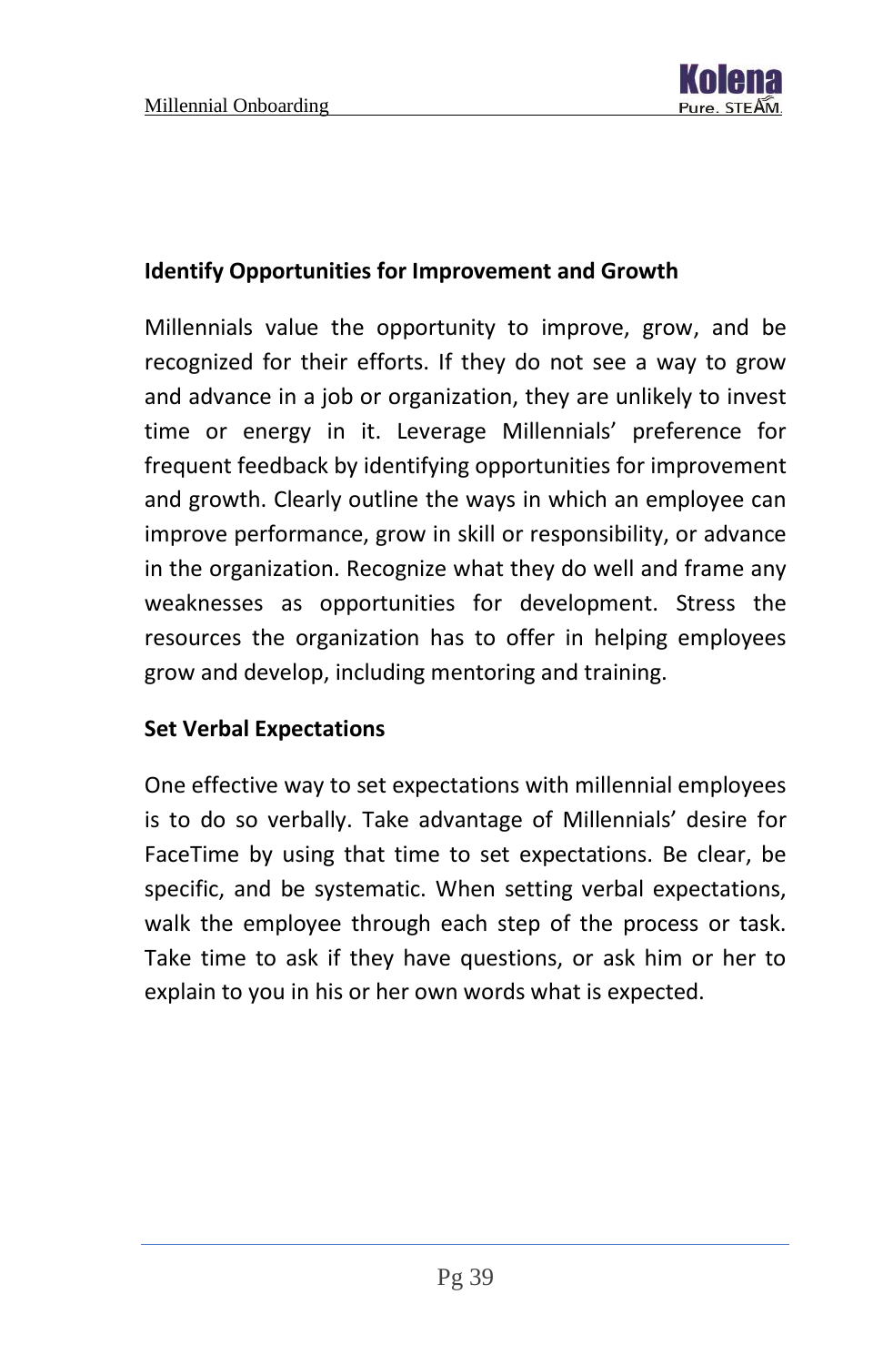### Identify Opportunities for Improvement and Growth

Millennials value the opportunity to improve, grow, and be recognized for their efforts. If they do not see a way to grow and advance in a job or organization, they are unlikely to invest time or energy in it. Leverage Millennials' preference for frequent feedback by identifying opportunities for improvement and growth. Clearly outline the ways in which an employee can improve performance, grow in skill or responsibility, or advance in the organization. Recognize what they do well and frame any weaknesses as opportunities for development. Stress the resources the organization has to offer in helping employees grow and develop, including mentoring and training.

### Set Verbal Expectations

One effective way to set expectations with millennial employees is to do so verbally. Take advantage of Millennials' desire for FaceTime by using that time to set expectations. Be clear, be specific, and be systematic. When setting verbal expectations, walk the employee through each step of the process or task. Take time to ask if they have questions, or ask him or her to explain to you in his or her own words what is expected.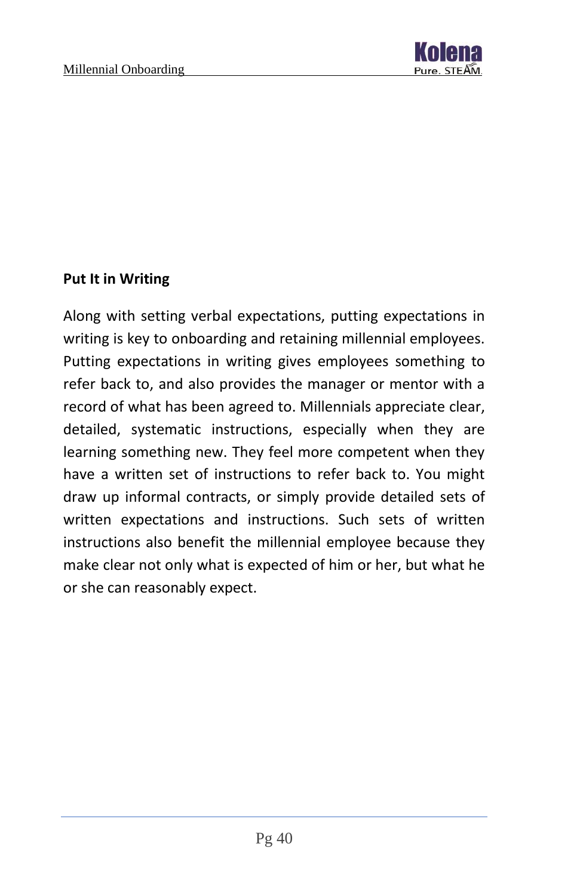**Put It in Writing**

Along with setting verbal expectations, putting expectations in writing is key to onboarding and retaining millennial employees. Putting expectations in writing gives employees something to refer back to, and also provides the manager or mentor with a record of what has been agreed to. Millennials appreciate clear, detailed, systematic instructions, especially when they are learning something new. They feel more competent when they have a written set of instructions to refer back to. You might draw up informal contracts, or simply provide detailed sets of written expectations and instructions. Such sets of written instructions also benefit the millennial employee because they make clear not only what is expected of him or her, but what he or she can reasonably expect.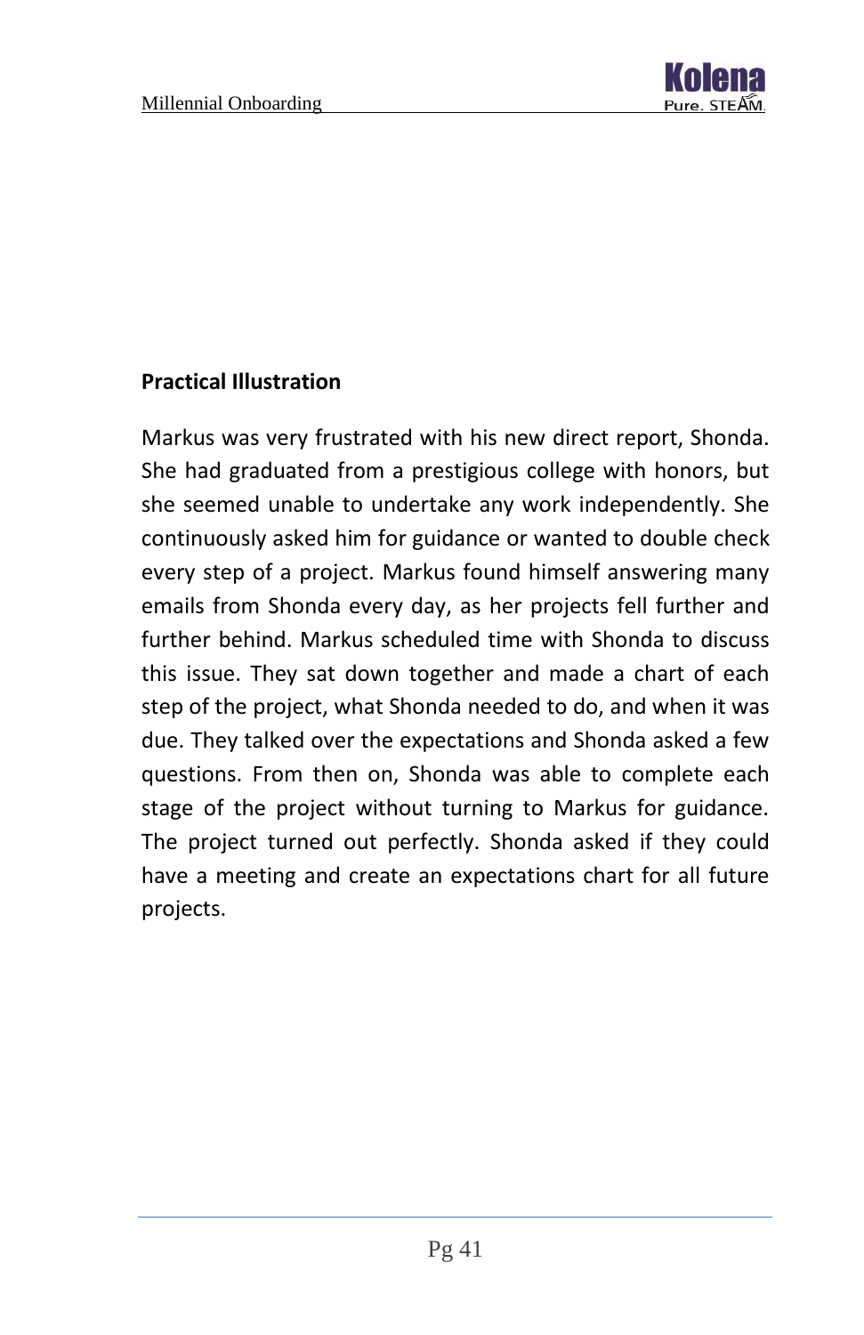**Practical Illustration**

Markus was very frustrated with his new direct report, Shonda. She had graduated from a prestigious college with honors, but she seemed unable to undertake any work independently. She continuously asked him for guidance or wanted to double check every step of a project. Markus found himself answering many emails from Shonda every day, as her projects fell further and further behind. Markus scheduled time with Shonda to discuss this issue. They sat down together and made a chart of each step of the project, what Shonda needed to do, and when it was due. They talked over the expectations and Shonda asked a few questions. From then on, Shonda was able to complete each stage of the project without turning to Markus for guidance. The project turned out perfectly. Shonda asked if they could have a meeting and create an expectations chart for all future projects.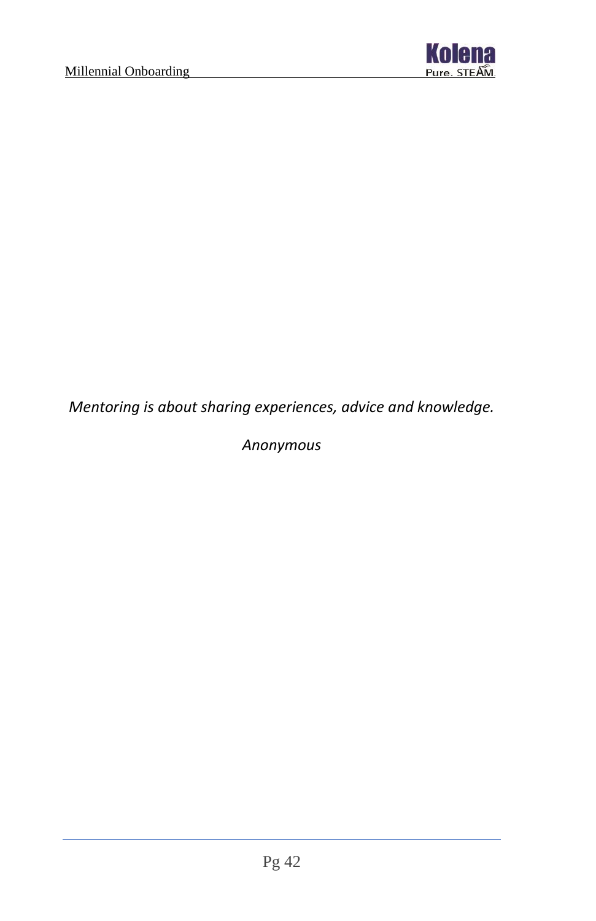*Mentoring is about sharing experiences, advice and knowledge.*

*Anonymous*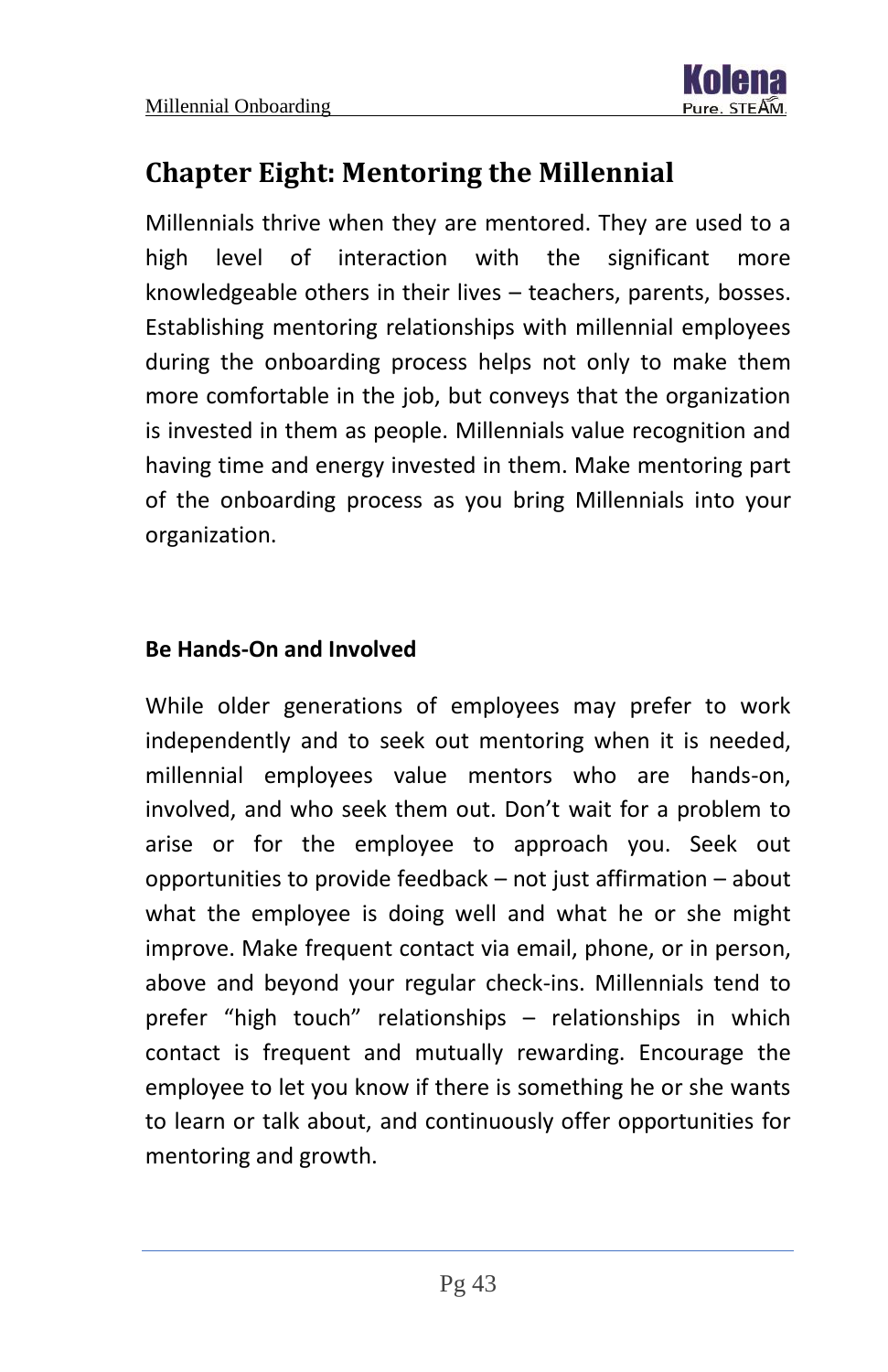# Chapter Eight: Mentoring the Millennial

Millennials thrive when they are mentored. They are used to a high level of interaction with the significant more knowledgeable others in their lives – teachers, parents, bosses. Establishing mentoring relationships with millennial employees during the onboarding process helps not only to make them more comfortable in the job, but conveys that the organization is invested in them as people. Millennials value recognition and having time and energy invested in them. Make mentoring part of the onboarding process as you bring Millennials into your organization.

## Be Hands-On and Involved

While older generations of employees may prefer to work independently and to seek out mentoring when it is needed, millennial employees value mentors who are hands-on, involved, and who seek them out. Don't wait for a problem to arise or for the employee to approach you. Seek out opportunities to provide feedback – not just affirmation – about what the employee is doing well and what he or she might improve. Make frequent contact via email, phone, or in person, above and beyond your regular check-ins. Millennials tend to prefer "high touch" relationships – relationships in which contact is frequent and mutually rewarding. Encourage the employee to let you know if there is something he or she wants to learn or talk about, and continuously offer opportunities for mentoring and growth.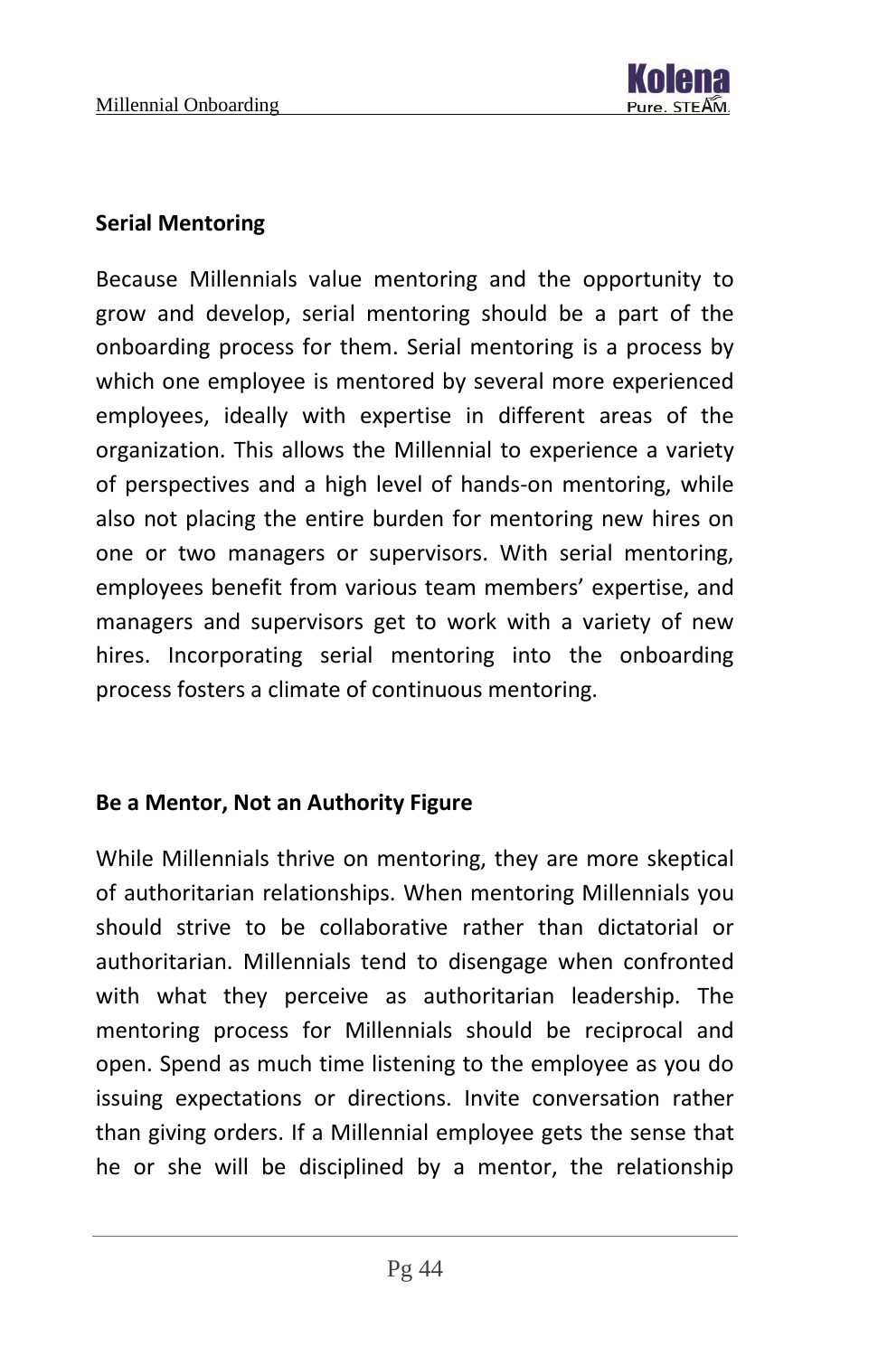### Serial Mentoring

Because Millennials value mentoring and the opportunity to grow and develop, serial mentoring should be a part of the onboarding process for them. Serial mentoring is a process by which one employee is mentored by several more experienced employees, ideally with expertise in different areas of the organization. This allows the Millennial to experience a variety of perspectives and a high level of hands-on mentoring, while also not placing the entire burden for mentoring new hires on one or two managers or supervisors. With serial mentoring, employees benefit from various team members' expertise, and managers and supervisors get to work with a variety of new hires. Incorporating serial mentoring into the onboarding process fosters a climate of continuous mentoring.

### Be a Mentor, Not an Authority Figure

While Millennials thrive on mentoring, they are more skeptical of authoritarian relationships. When mentoring Millennials you should strive to be collaborative rather than dictatorial or authoritarian. Millennials tend to disengage when confronted with what they perceive as authoritarian leadership. The mentoring process for Millennials should be reciprocal and open. Spend as much time listening to the employee as you do issuing expectations or directions. Invite conversation rather than giving orders. If a Millennial employee gets the sense that he or she will be disciplined by a mentor, the relationship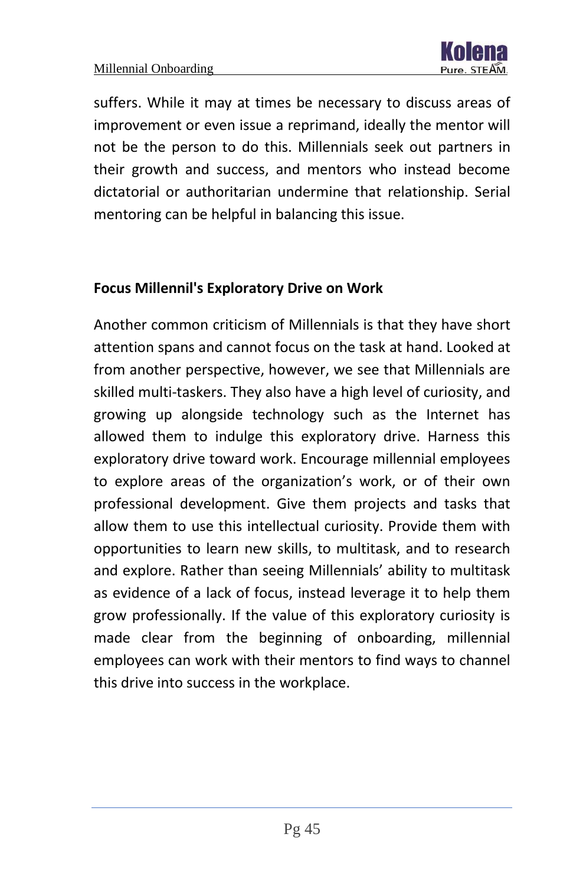suffers. While it may at times be necessary to discuss areas of improvement or even issue a reprimand, ideally the mentor will not be the person to do this. Millennials seek out partners in their growth and success, and mentors who instead become dictatorial or authoritarian undermine that relationship. Serial mentoring can be helpful in balancing this issue.

**Focus Millennil's Exploratory Drive on Work**

Another common criticism of Millennials is that they have short attention spans and cannot focus on the task at hand. Looked at from another perspective, however, we see that Millennials are skilled multi-taskers. They also have a high level of curiosity, and growing up alongside technology such as the Internet has allowed them to indulge this exploratory drive. Harness this exploratory drive toward work. Encourage millennial employees to explore areas of the organization’s work, or of their own professional development. Give them projects and tasks that allow them to use this intellectual curiosity. Provide them with opportunities to learn new skills, to multitask, and to research and explore. Rather than seeing Millennials’ ability to multitask as evidence of a lack of focus, instead leverage it to help them grow professionally. If the value of this exploratory curiosity is made clear from the beginning of onboarding, millennial employees can work with their mentors to find ways to channel this drive into success in the workplace.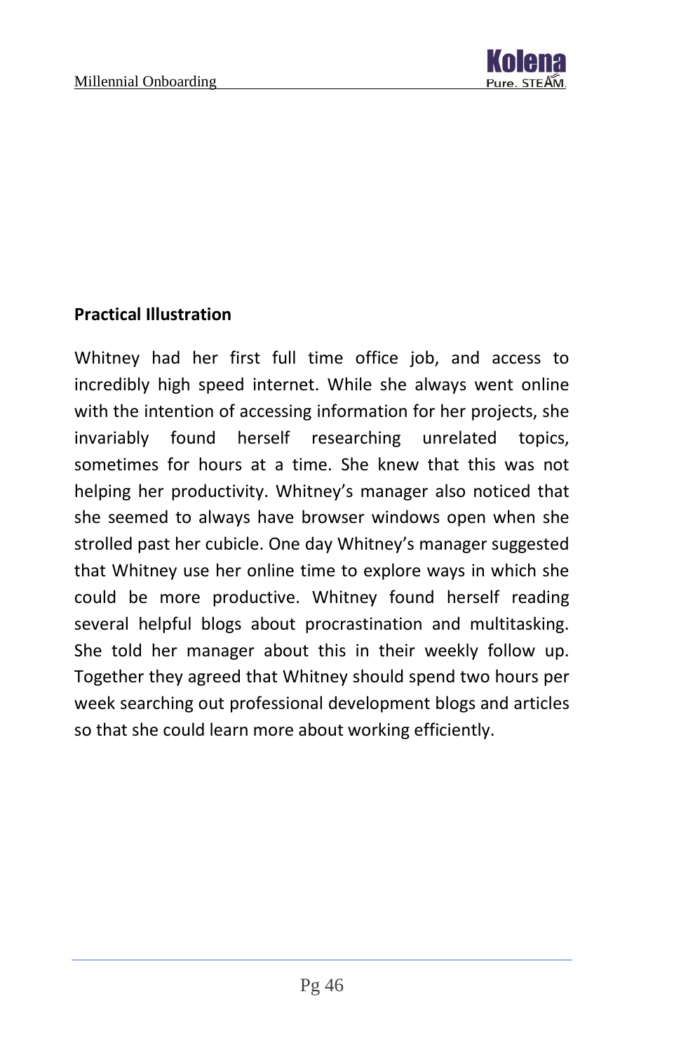**Practical Illustration**

Whitney had her first full time office job, and access to incredibly high speed internet. While she always went online with the intention of accessing information for her projects, she invariably found herself researching unrelated topics, sometimes for hours at a time. She knew that this was not helping her productivity. Whitney's manager also noticed that she seemed to always have browser windows open when she strolled past her cubicle. One day Whitney's manager suggested that Whitney use her online time to explore ways in which she could be more productive. Whitney found herself reading several helpful blogs about procrastination and multitasking. She told her manager about this in their weekly follow up. Together they agreed that Whitney should spend two hours per week searching out professional development blogs and articles so that she could learn more about working efficiently.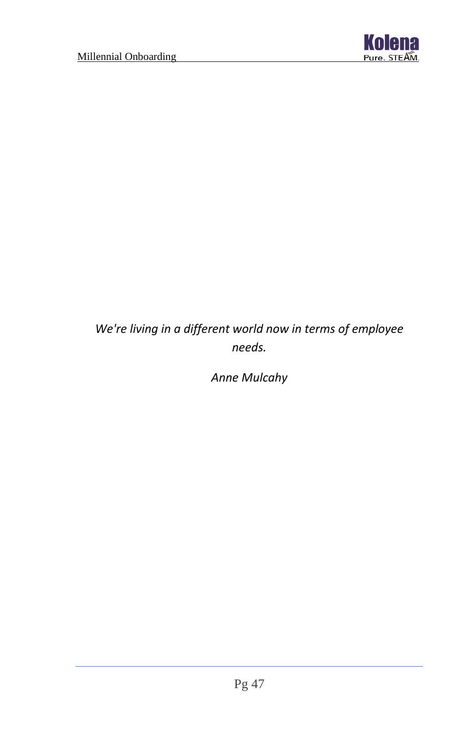*We're living in a different world now in terms of employee needs.*

*Anne Mulcahy*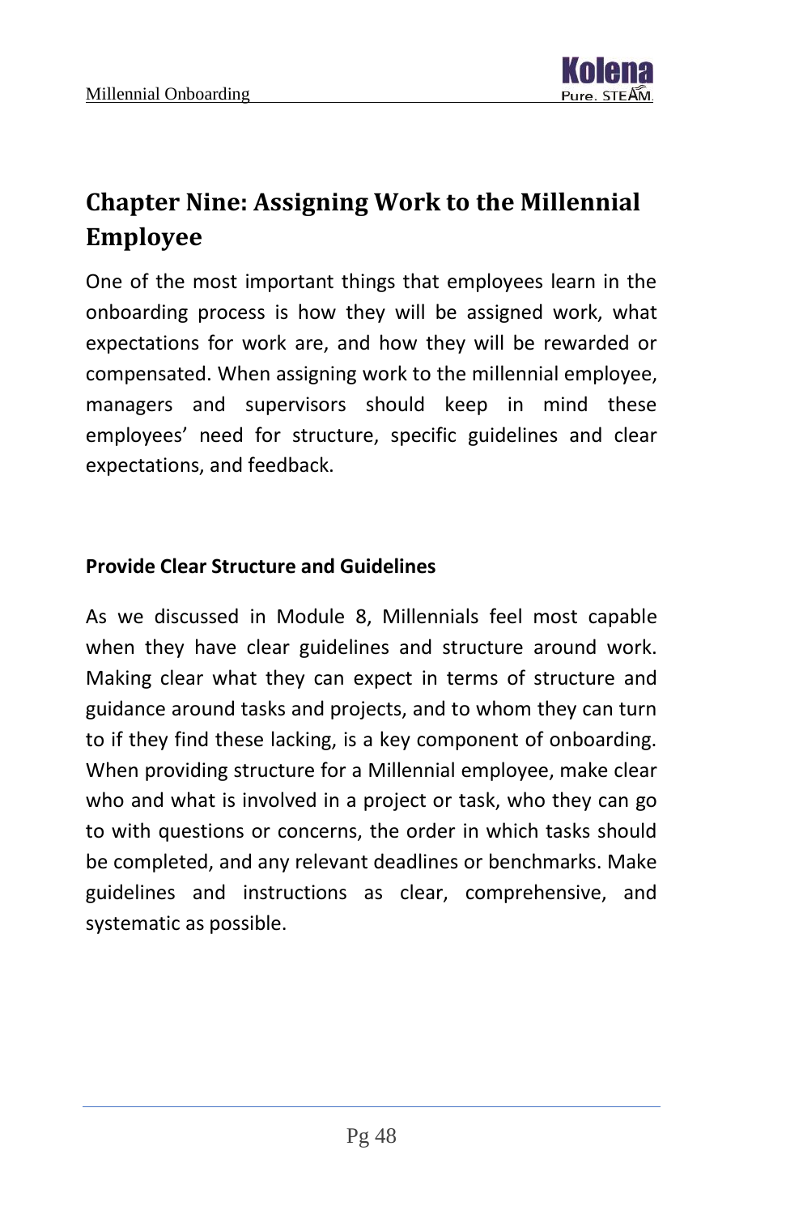## Chapter Nine: Assigning Work to the Millennial Employee

One of the most important things that employees learn in the onboarding process is how they will be assigned work, what expectations for work are, and how they will be rewarded or compensated. When assigning work to the millennial employee, managers and supervisors should keep in mind these employees' need for structure, specific guidelines and clear expectations, and feedback.

**Provide Clear Structure and Guidelines**

As we discussed in Module 8, Millennials feel most capable when they have clear guidelines and structure around work. Making clear what they can expect in terms of structure and guidance around tasks and projects, and to whom they can turn to if they find these lacking, is a key component of onboarding. When providing structure for a Millennial employee, make clear who and what is involved in a project or task, who they can go to with questions or concerns, the order in which tasks should be completed, and any relevant deadlines or benchmarks. Make guidelines and instructions as clear, comprehensive, and systematic as possible.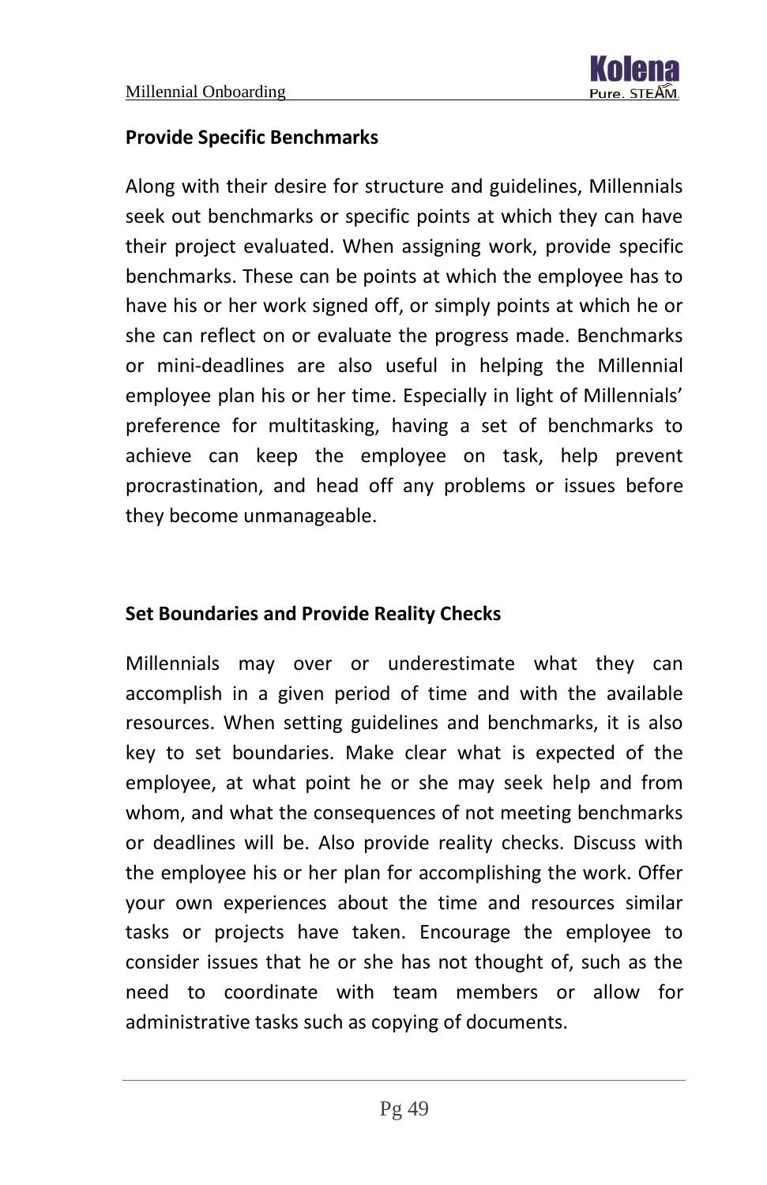## Provide Specific Benchmarks

Along with their desire for structure and guidelines, Millennials seek out benchmarks or specific points at which they can have their project evaluated. When assigning work, provide specific benchmarks. These can be points at which the employee has to have his or her work signed off, or simply points at which he or she can reflect on or evaluate the progress made. Benchmarks or mini-deadlines are also useful in helping the Millennial employee plan his or her time. Especially in light of Millennials' preference for multitasking, having a set of benchmarks to achieve can keep the employee on task, help prevent procrastination, and head off any problems or issues before they become unmanageable.

## Set Boundaries and Provide Reality Checks

Millennials may over or underestimate what they can accomplish in a given period of time and with the available resources. When setting guidelines and benchmarks, it is also key to set boundaries. Make clear what is expected of the employee, at what point he or she may seek help and from whom, and what the consequences of not meeting benchmarks or deadlines will be. Also provide reality checks. Discuss with the employee his or her plan for accomplishing the work. Offer your own experiences about the time and resources similar tasks or projects have taken. Encourage the employee to consider issues that he or she has not thought of, such as the need to coordinate with team members or allow for administrative tasks such as copying of documents.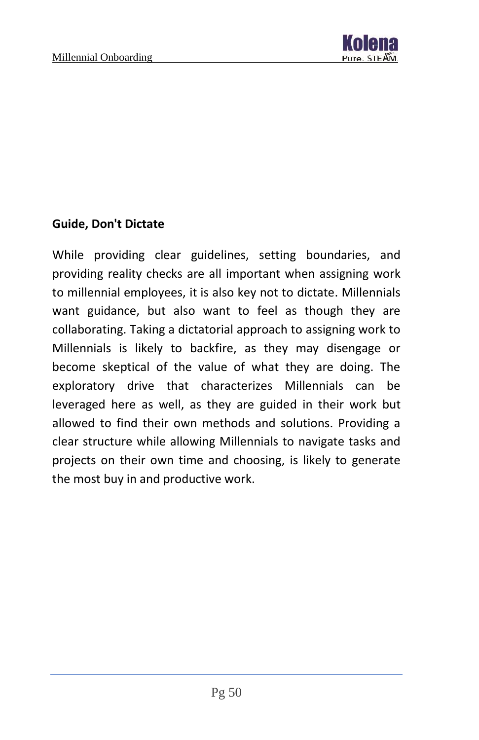## Guide, Don't Dictate

While providing clear guidelines, setting boundaries, and providing reality checks are all important when assigning work to millennial employees, it is also key not to dictate. Millennials want guidance, but also want to feel as though they are collaborating. Taking a dictatorial approach to assigning work to Millennials is likely to backfire, as they may disengage or become skeptical of the value of what they are doing. The exploratory drive that characterizes Millennials can be leveraged here as well, as they are guided in their work but allowed to find their own methods and solutions. Providing a clear structure while allowing Millennials to navigate tasks and projects on their own time and choosing, is likely to generate the most buy in and productive work.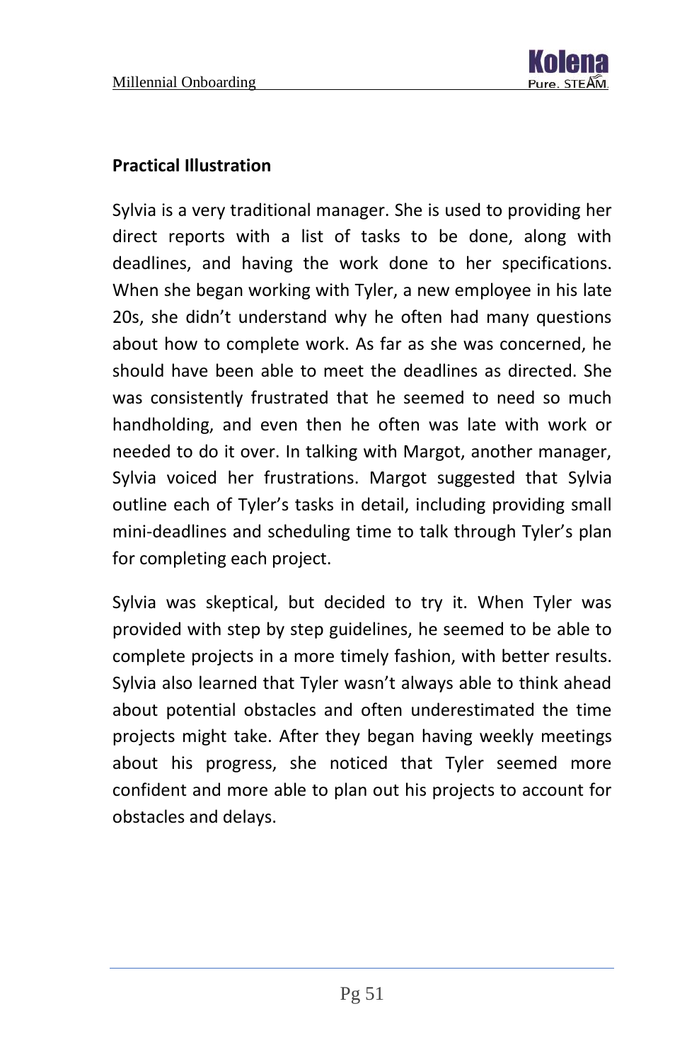**Practical Illustration**

Sylvia is a very traditional manager. She is used to providing her direct reports with a list of tasks to be done, along with deadlines, and having the work done to her specifications. When she began working with Tyler, a new employee in his late 20s, she didn't understand why he often had many questions about how to complete work. As far as she was concerned, he should have been able to meet the deadlines as directed. She was consistently frustrated that he seemed to need so much handholding, and even then he often was late with work or needed to do it over. In talking with Margot, another manager, Sylvia voiced her frustrations. Margot suggested that Sylvia outline each of Tyler's tasks in detail, including providing small mini-deadlines and scheduling time to talk through Tyler's plan for completing each project.

Sylvia was skeptical, but decided to try it. When Tyler was provided with step by step guidelines, he seemed to be able to complete projects in a more timely fashion, with better results. Sylvia also learned that Tyler wasn't always able to think ahead about potential obstacles and often underestimated the time projects might take. After they began having weekly meetings about his progress, she noticed that Tyler seemed more confident and more able to plan out his projects to account for obstacles and delays.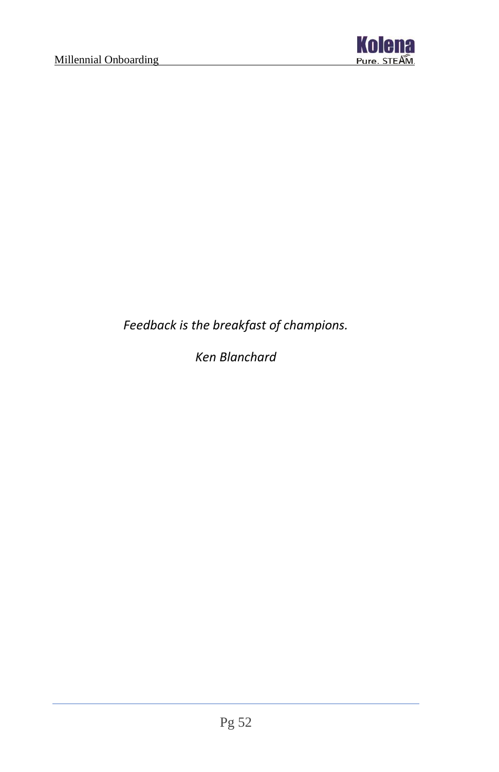*Feedback is the breakfast of champions.*

*Ken Blanchard*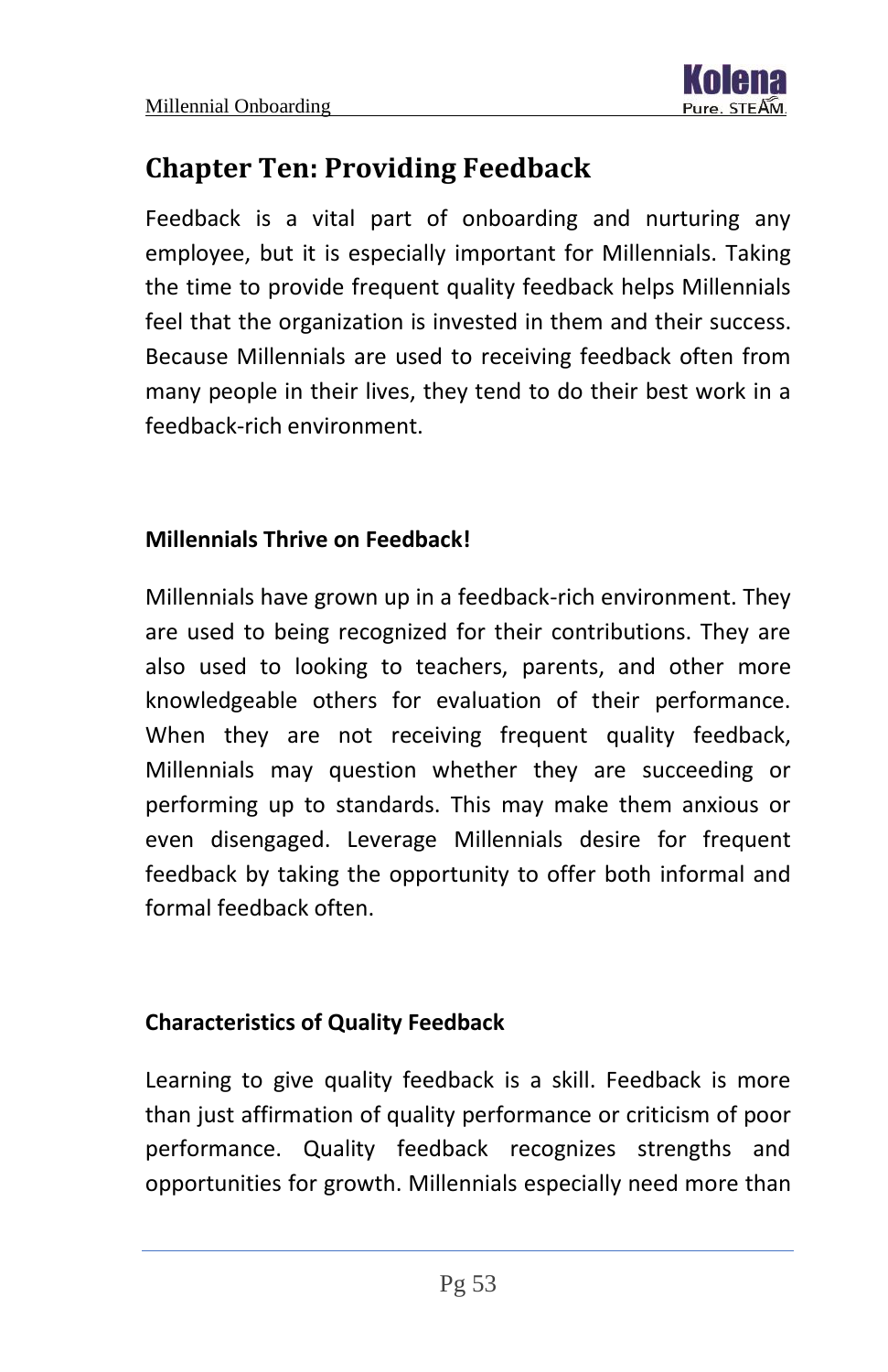# Chapter Ten: Providing Feedback

Feedback is a vital part of onboarding and nurturing any employee, but it is especially important for Millennials. Taking the time to provide frequent quality feedback helps Millennials feel that the organization is invested in them and their success. Because Millennials are used to receiving feedback often from many people in their lives, they tend to do their best work in a feedback-rich environment.

**Millennials Thrive on Feedback!**

Millennials have grown up in a feedback-rich environment. They are used to being recognized for their contributions. They are also used to looking to teachers, parents, and other more knowledgeable others for evaluation of their performance. When they are not receiving frequent quality feedback, Millennials may question whether they are succeeding or performing up to standards. This may make them anxious or even disengaged. Leverage Millennials desire for frequent feedback by taking the opportunity to offer both informal and formal feedback often.

**Characteristics of Quality Feedback**

Learning to give quality feedback is a skill. Feedback is more than just affirmation of quality performance or criticism of poor performance. Quality feedback recognizes strengths and opportunities for growth. Millennials especially need more than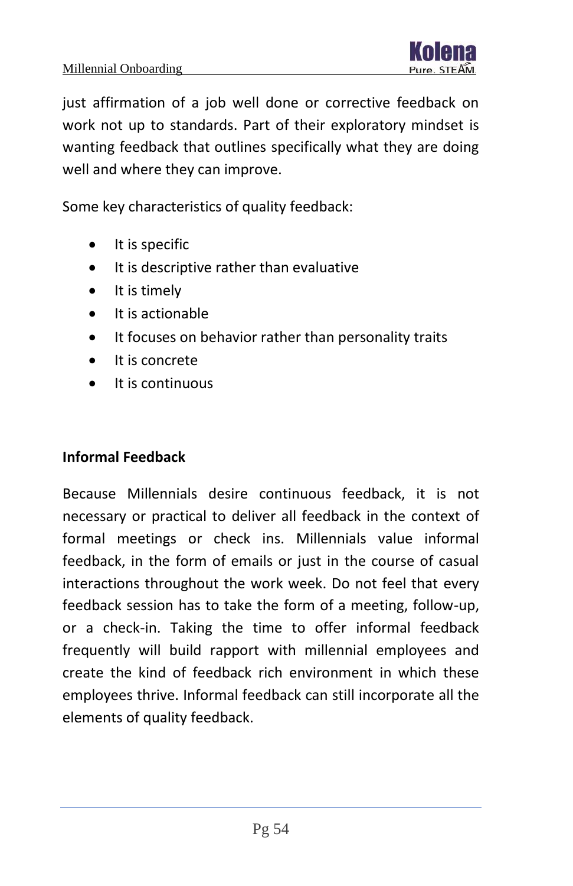just affirmation of a job well done or corrective feedback on work not up to standards. Part of their exploratory mindset is wanting feedback that outlines specifically what they are doing well and where they can improve.

Some key characteristics of quality feedback:

- It is specific
- It is descriptive rather than evaluative
- It is timely
- It is actionable
- It focuses on behavior rather than personality traits
- It is concrete
- It is continuous

**Informal Feedback**

Because Millennials desire continuous feedback, it is not necessary or practical to deliver all feedback in the context of formal meetings or check ins. Millennials value informal feedback, in the form of emails or just in the course of casual interactions throughout the work week. Do not feel that every feedback session has to take the form of a meeting, follow-up, or a check-in. Taking the time to offer informal feedback frequently will build rapport with millennial employees and create the kind of feedback rich environment in which these employees thrive. Informal feedback can still incorporate all the elements of quality feedback.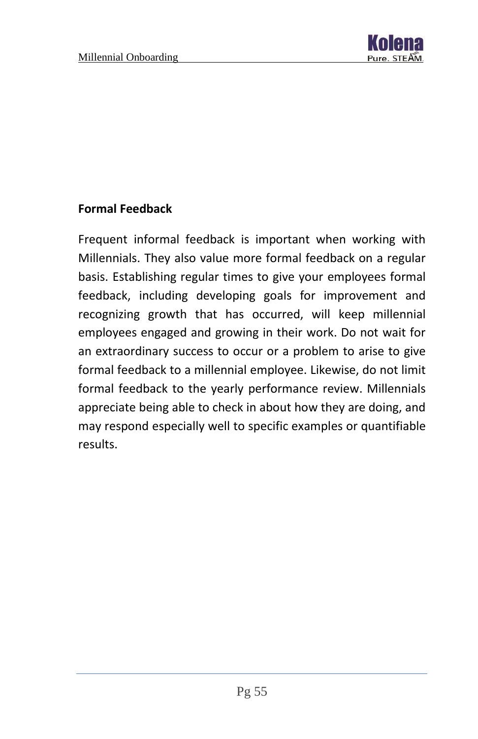## Formal Feedback

Frequent informal feedback is important when working with Millennials. They also value more formal feedback on a regular basis. Establishing regular times to give your employees formal feedback, including developing goals for improvement and recognizing growth that has occurred, will keep millennial employees engaged and growing in their work. Do not wait for an extraordinary success to occur or a problem to arise to give formal feedback to a millennial employee. Likewise, do not limit formal feedback to the yearly performance review. Millennials appreciate being able to check in about how they are doing, and may respond especially well to specific examples or quantifiable results.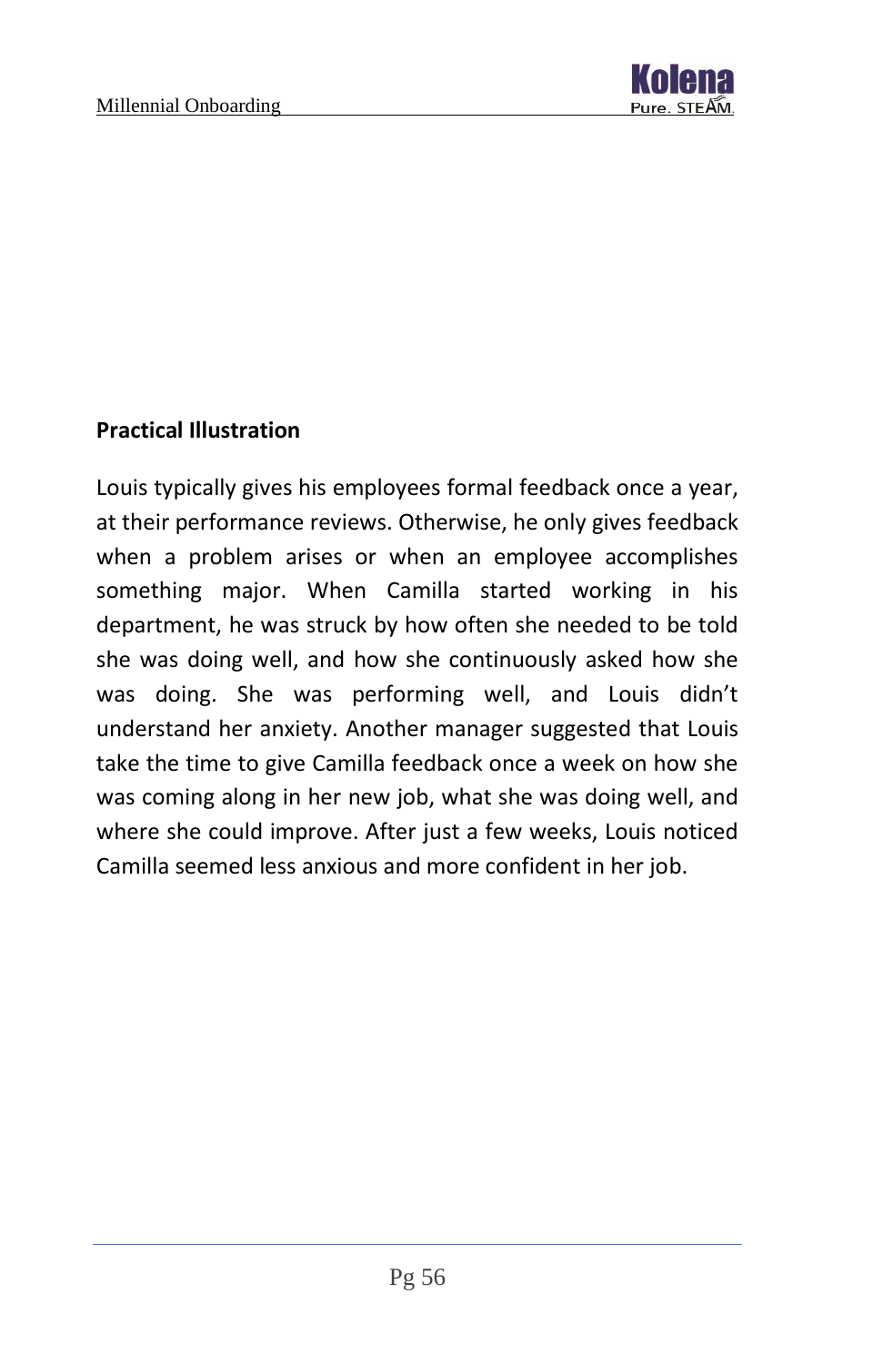**Practical Illustration**

Louis typically gives his employees formal feedback once a year, at their performance reviews. Otherwise, he only gives feedback when a problem arises or when an employee accomplishes something major. When Camilla started working in his department, he was struck by how often she needed to be told she was doing well, and how she continuously asked how she was doing. She was performing well, and Louis didn't understand her anxiety. Another manager suggested that Louis take the time to give Camilla feedback once a week on how she was coming along in her new job, what she was doing well, and where she could improve. After just a few weeks, Louis noticed Camilla seemed less anxious and more confident in her job.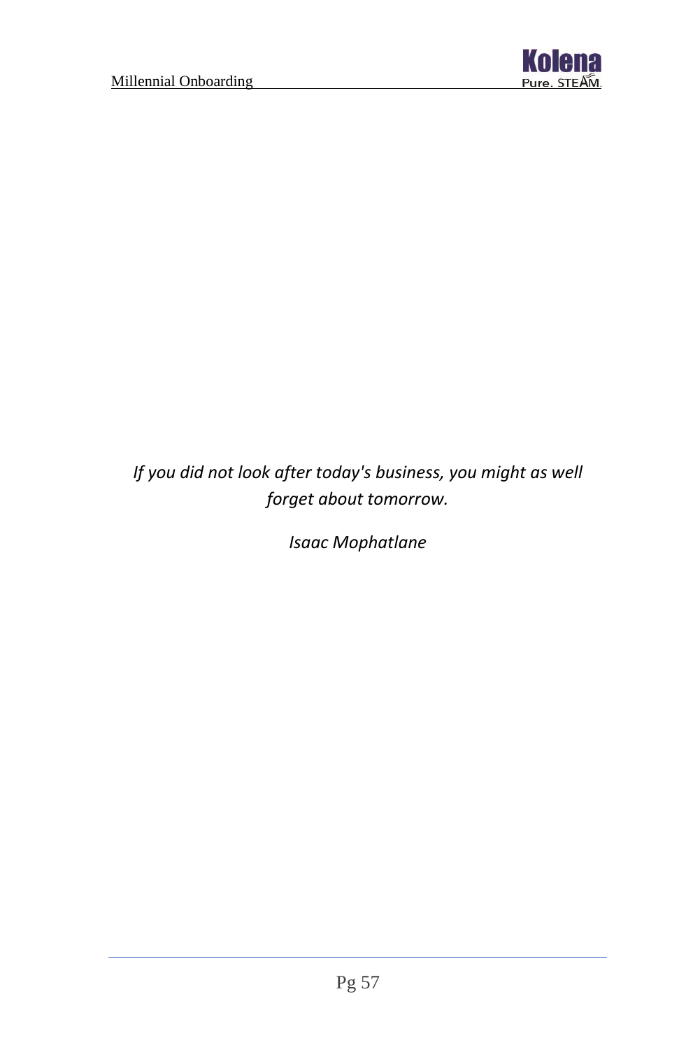*If you did not look after today's business, you might as well forget about tomorrow.*

*Isaac Mophatlane*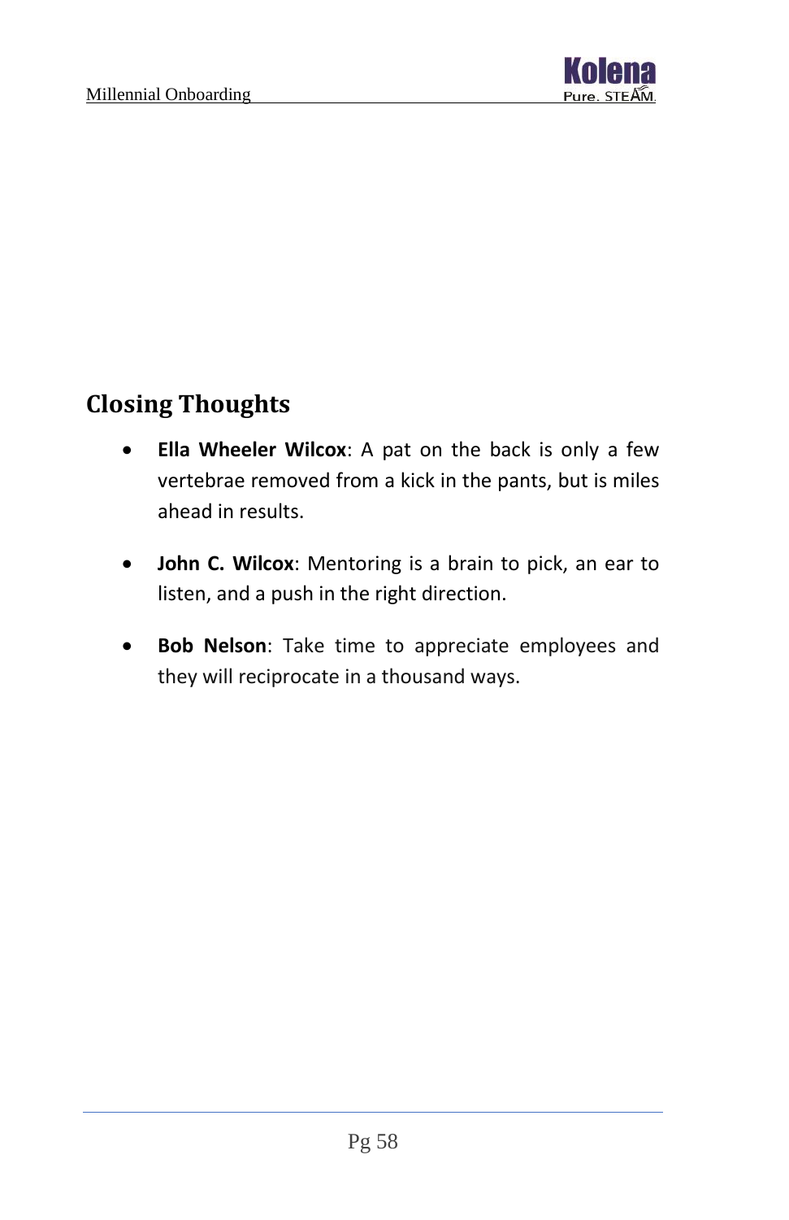## Closing Thoughts

- **Ella Wheeler Wilcox**: A pat on the back is only a few vertebrae removed from a kick in the pants, but is miles ahead in results.
- **John C. Wilcox**: Mentoring is a brain to pick, an ear to listen, and a push in the right direction.
- **Bob Nelson**: Take time to appreciate employees and they will reciprocate in a thousand ways.